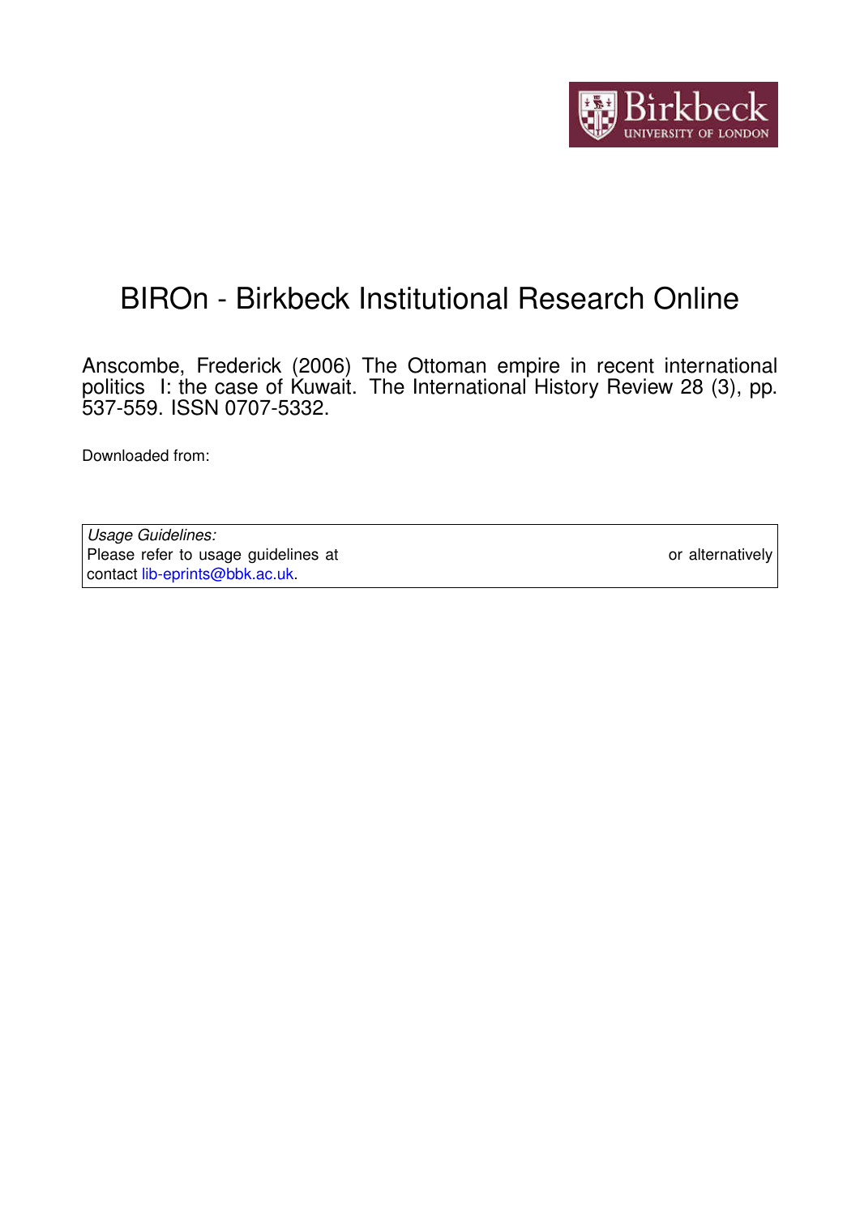# BIROn - Birkbeck Institutional Research Online

Anscombe, Frederick (2006) The Ottoman empire in recent international politics I: the case of Kuwait. The International History Review 28 (3), pp. 537-559. ISSN 0707-5332.

Downloaded from:

*Usage Guidelines:*
Please refer to usage guidelines at or alternatively contact lib-eprints@bbk.ac.uk.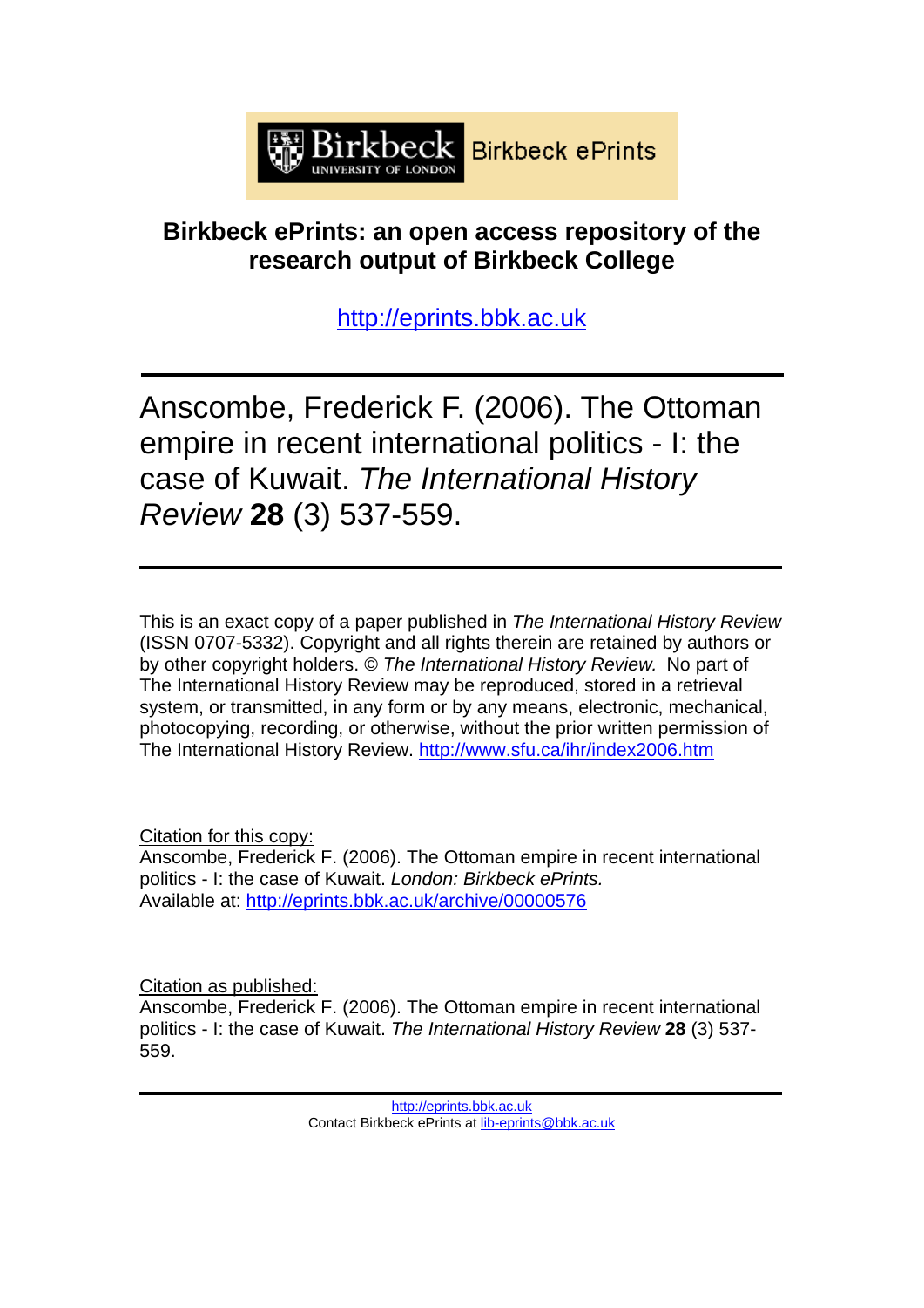Birkbeck ePrints

# Birkbeck ePrints: an open access repository of the research output of Birkbeck College

http://eprints.bbk.ac.uk

---

Anscombe, Frederick F. (2006). The Ottoman empire in recent international politics - I: the case of Kuwait. *The International History Review* **28** (3) 537-559.

---

This is an exact copy of a paper published in *The International History Review* (ISSN 0707-5332). Copyright and all rights therein are retained by authors or by other copyright holders. © *The International History Review.* No part of The International History Review may be reproduced, stored in a retrieval system, or transmitted, in any form or by any means, electronic, mechanical, photocopying, recording, or otherwise, without the prior written permission of The International History Review. http://www.sfu.ca/ihr/index2006.htm

Citation for this copy:
Anscombe, Frederick F. (2006). The Ottoman empire in recent international politics - I: the case of Kuwait. *London: Birkbeck ePrints.* Available at: http://eprints.bbk.ac.uk/archive/00000576

Citation as published:
Anscombe, Frederick F. (2006). The Ottoman empire in recent international politics - I: the case of Kuwait. *The International History Review* **28** (3) 537-559.

---

http://eprints.bbk.ac.uk
Contact Birkbeck ePrints at lib-eprints@bbk.ac.uk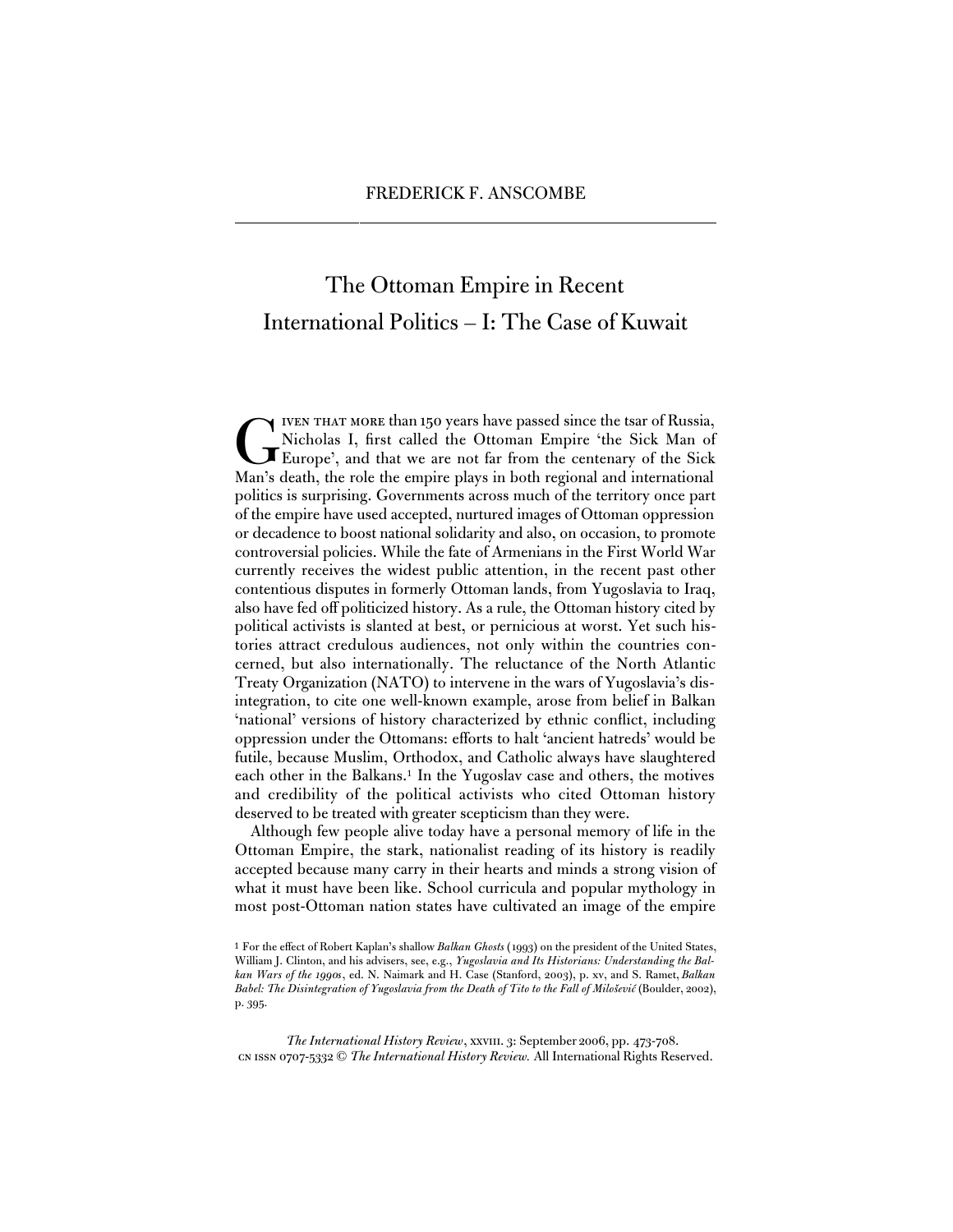FREDERICK F. ANSCOMBE

# The Ottoman Empire in Recent International Politics – I: The Case of Kuwait

Given that more than 150 years have passed since the tsar of Russia, Nicholas I, first called the Ottoman Empire 'the Sick Man of Europe', and that we are not far from the centenary of the Sick Man's death, the role the empire plays in both regional and international politics is surprising. Governments across much of the territory once part of the empire have used accepted, nurtured images of Ottoman oppression or decadence to boost national solidarity and also, on occasion, to promote controversial policies. While the fate of Armenians in the First World War currently receives the widest public attention, in the recent past other contentious disputes in formerly Ottoman lands, from Yugoslavia to Iraq, also have fed off politicized history. As a rule, the Ottoman history cited by political activists is slanted at best, or pernicious at worst. Yet such histories attract credulous audiences, not only within the countries concerned, but also internationally. The reluctance of the North Atlantic Treaty Organization (NATO) to intervene in the wars of Yugoslavia's disintegration, to cite one well-known example, arose from belief in Balkan 'national' versions of history characterized by ethnic conflict, including oppression under the Ottomans: efforts to halt 'ancient hatreds' would be futile, because Muslim, Orthodox, and Catholic always have slaughtered each other in the Balkans.[1] In the Yugoslav case and others, the motives and credibility of the political activists who cited Ottoman history deserved to be treated with greater scepticism than they were.

Although few people alive today have a personal memory of life in the Ottoman Empire, the stark, nationalist reading of its history is readily accepted because many carry in their hearts and minds a strong vision of what it must have been like. School curricula and popular mythology in most post-Ottoman nation states have cultivated an image of the empire

[1] For the effect of Robert Kaplan's shallow *Balkan Ghosts* (1993) on the president of the United States, William J. Clinton, and his advisers, see, e.g., *Yugoslavia and Its Historians: Understanding the Balkan Wars of the 1990s*, ed. N. Naimark and H. Case (Stanford, 2003), p. xv, and S. Ramet, *Balkan Babel: The Disintegration of Yugoslavia from the Death of Tito to the Fall of Milošević* (Boulder, 2002), p. 395.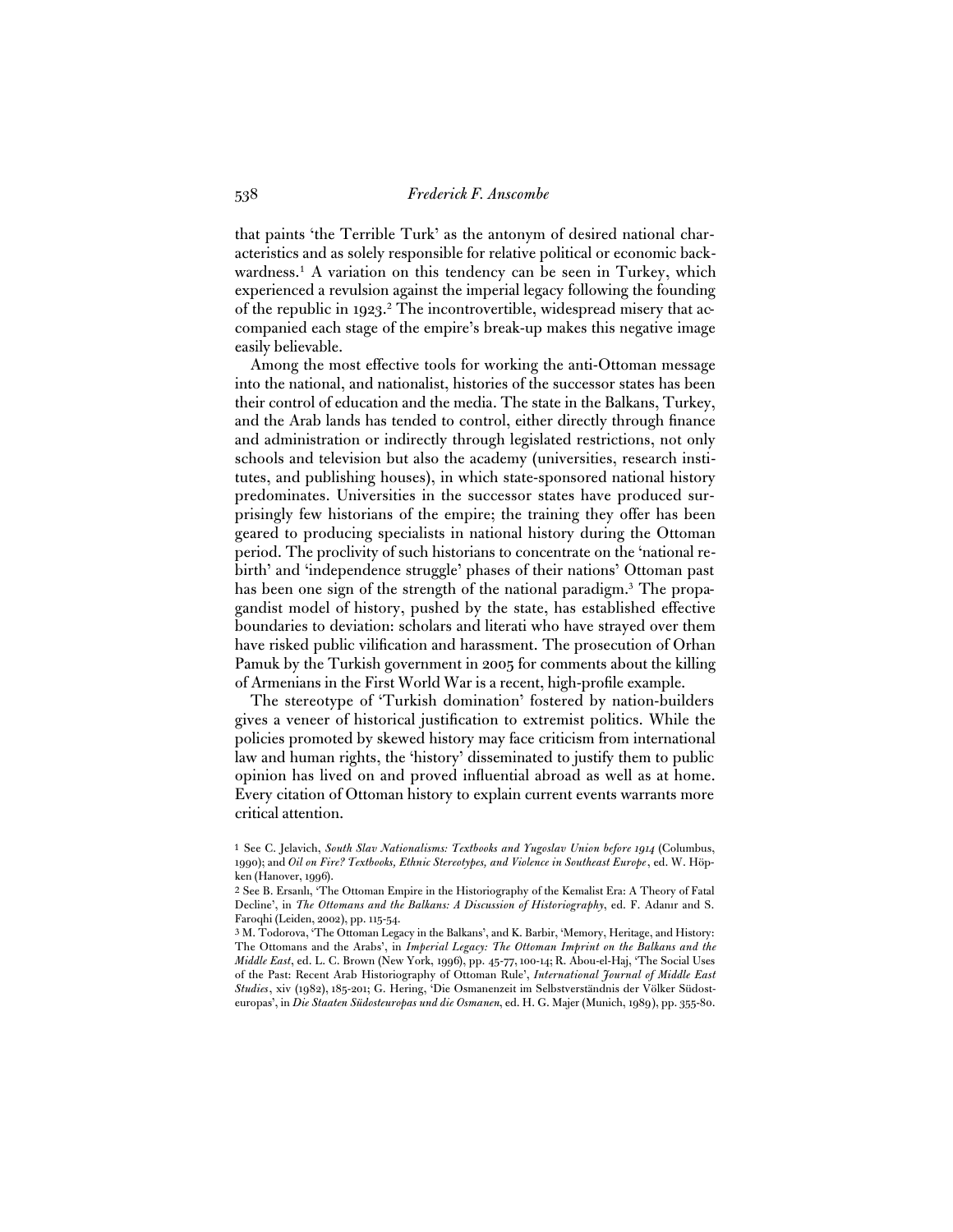that paints 'the Terrible Turk' as the antonym of desired national characteristics and as solely responsible for relative political or economic backwardness.[1] A variation on this tendency can be seen in Turkey, which experienced a revulsion against the imperial legacy following the founding of the republic in 1923.[2] The incontrovertible, widespread misery that accompanied each stage of the empire's break-up makes this negative image easily believable.

Among the most effective tools for working the anti-Ottoman message into the national, and nationalist, histories of the successor states has been their control of education and the media. The state in the Balkans, Turkey, and the Arab lands has tended to control, either directly through finance and administration or indirectly through legislated restrictions, not only schools and television but also the academy (universities, research institutes, and publishing houses), in which state-sponsored national history predominates. Universities in the successor states have produced surprisingly few historians of the empire; the training they offer has been geared to producing specialists in national history during the Ottoman period. The proclivity of such historians to concentrate on the 'national rebirth' and 'independence struggle' phases of their nations' Ottoman past has been one sign of the strength of the national paradigm.[3] The propagandist model of history, pushed by the state, has established effective boundaries to deviation: scholars and literati who have strayed over them have risked public vilification and harassment. The prosecution of Orhan Pamuk by the Turkish government in 2005 for comments about the killing of Armenians in the First World War is a recent, high-profile example.

The stereotype of 'Turkish domination' fostered by nation-builders gives a veneer of historical justification to extremist politics. While the policies promoted by skewed history may face criticism from international law and human rights, the 'history' disseminated to justify them to public opinion has lived on and proved influential abroad as well as at home. Every citation of Ottoman history to explain current events warrants more critical attention.

[1] See C. Jelavich, *South Slav Nationalisms: Textbooks and Yugoslav Union before 1914* (Columbus, 1990); and *Oil on Fire? Textbooks, Ethnic Stereotypes, and Violence in Southeast Europe*, ed. W. Höpken (Hanover, 1996).

[2] See B. Ersanlı, 'The Ottoman Empire in the Historiography of the Kemalist Era: A Theory of Fatal Decline', in *The Ottomans and the Balkans: A Discussion of Historiography*, ed. F. Adanır and S. Faroqhi (Leiden, 2002), pp. 115-54.

[3] M. Todorova, 'The Ottoman Legacy in the Balkans', and K. Barbir, 'Memory, Heritage, and History: The Ottomans and the Arabs', in *Imperial Legacy: The Ottoman Imprint on the Balkans and the Middle East*, ed. L. C. Brown (New York, 1996), pp. 45-77, 100-14; R. Abou-el-Haj, 'The Social Uses of the Past: Recent Arab Historiography of Ottoman Rule', *International Journal of Middle East Studies*, xiv (1982), 185-201; G. Hering, 'Die Osmanenzeit im Selbstverständnis der Völker Südosteuropas', in *Die Staaten Südosteuropas und die Osmanen*, ed. H. G. Majer (Munich, 1989), pp. 355-80.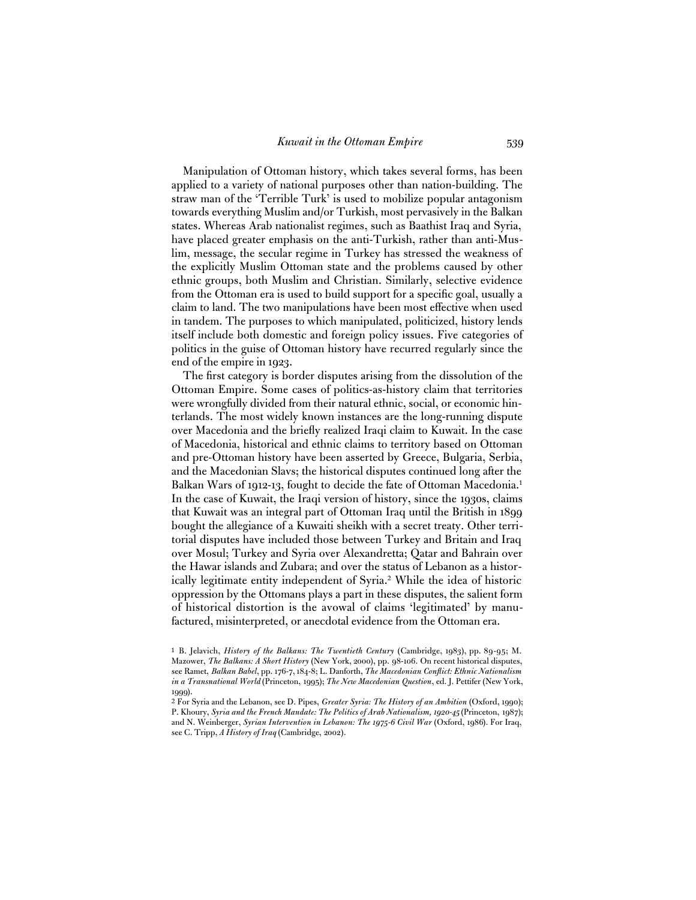Manipulation of Ottoman history, which takes several forms, has been applied to a variety of national purposes other than nation-building. The straw man of the 'Terrible Turk' is used to mobilize popular antagonism towards everything Muslim and/or Turkish, most pervasively in the Balkan states. Whereas Arab nationalist regimes, such as Baathist Iraq and Syria, have placed greater emphasis on the anti-Turkish, rather than anti-Muslim, message, the secular regime in Turkey has stressed the weakness of the explicitly Muslim Ottoman state and the problems caused by other ethnic groups, both Muslim and Christian. Similarly, selective evidence from the Ottoman era is used to build support for a specific goal, usually a claim to land. The two manipulations have been most effective when used in tandem. The purposes to which manipulated, politicized, history lends itself include both domestic and foreign policy issues. Five categories of politics in the guise of Ottoman history have recurred regularly since the end of the empire in 1923.

The first category is border disputes arising from the dissolution of the Ottoman Empire. Some cases of politics-as-history claim that territories were wrongfully divided from their natural ethnic, social, or economic hinterlands. The most widely known instances are the long-running dispute over Macedonia and the briefly realized Iraqi claim to Kuwait. In the case of Macedonia, historical and ethnic claims to territory based on Ottoman and pre-Ottoman history have been asserted by Greece, Bulgaria, Serbia, and the Macedonian Slavs; the historical disputes continued long after the Balkan Wars of 1912-13, fought to decide the fate of Ottoman Macedonia.[1] In the case of Kuwait, the Iraqi version of history, since the 1930s, claims that Kuwait was an integral part of Ottoman Iraq until the British in 1899 bought the allegiance of a Kuwaiti sheikh with a secret treaty. Other territorial disputes have included those between Turkey and Britain and Iraq over Mosul; Turkey and Syria over Alexandretta; Qatar and Bahrain over the Hawar islands and Zubara; and over the status of Lebanon as a historically legitimate entity independent of Syria.[2] While the idea of historic oppression by the Ottomans plays a part in these disputes, the salient form of historical distortion is the avowal of claims 'legitimated' by manufactured, misinterpreted, or anecdotal evidence from the Ottoman era.

[1] B. Jelavich, *History of the Balkans: The Twentieth Century* (Cambridge, 1983), pp. 89-95; M. Mazower, *The Balkans: A Short History* (New York, 2000), pp. 98-106. On recent historical disputes, see Ramet, *Balkan Babel*, pp. 176-7, 184-8; L. Danforth, *The Macedonian Conflict: Ethnic Nationalism in a Transnational World* (Princeton, 1995); *The New Macedonian Question*, ed. J. Pettifer (New York, 1999).

[2] For Syria and the Lebanon, see D. Pipes, *Greater Syria: The History of an Ambition* (Oxford, 1990); P. Khoury, *Syria and the French Mandate: The Politics of Arab Nationalism, 1920-45* (Princeton, 1987); and N. Weinberger, *Syrian Intervention in Lebanon: The 1975-6 Civil War* (Oxford, 1986). For Iraq, see C. Tripp, *A History of Iraq* (Cambridge, 2002).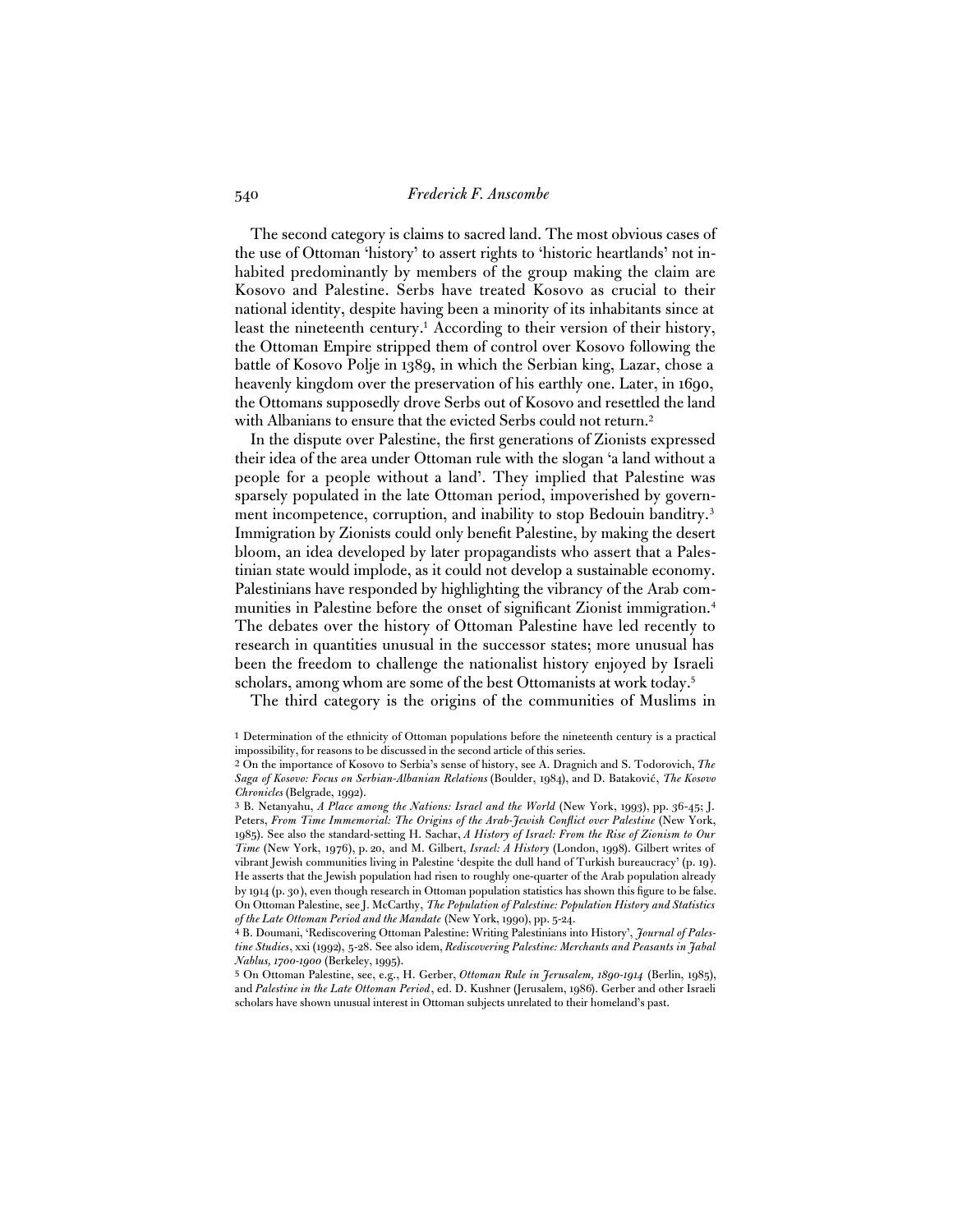The second category is claims to sacred land. The most obvious cases of the use of Ottoman 'history' to assert rights to 'historic heartlands' not inhabited predominantly by members of the group making the claim are Kosovo and Palestine. Serbs have treated Kosovo as crucial to their national identity, despite having been a minority of its inhabitants since at least the nineteenth century.[1] According to their version of their history, the Ottoman Empire stripped them of control over Kosovo following the battle of Kosovo Polje in 1389, in which the Serbian king, Lazar, chose a heavenly kingdom over the preservation of his earthly one. Later, in 1690, the Ottomans supposedly drove Serbs out of Kosovo and resettled the land with Albanians to ensure that the evicted Serbs could not return.[2]

In the dispute over Palestine, the first generations of Zionists expressed their idea of the area under Ottoman rule with the slogan 'a land without a people for a people without a land'. They implied that Palestine was sparsely populated in the late Ottoman period, impoverished by government incompetence, corruption, and inability to stop Bedouin banditry.[3] Immigration by Zionists could only benefit Palestine, by making the desert bloom, an idea developed by later propagandists who assert that a Palestinian state would implode, as it could not develop a sustainable economy. Palestinians have responded by highlighting the vibrancy of the Arab communities in Palestine before the onset of significant Zionist immigration.[4] The debates over the history of Ottoman Palestine have led recently to research in quantities unusual in the successor states; more unusual has been the freedom to challenge the nationalist history enjoyed by Israeli scholars, among whom are some of the best Ottomanists at work today.[5]

The third category is the origins of the communities of Muslims in

---

1 Determination of the ethnicity of Ottoman populations before the nineteenth century is a practical impossibility, for reasons to be discussed in the second article of this series.

2 On the importance of Kosovo to Serbia's sense of history, see A. Dragnich and S. Todorovich, *The Saga of Kosovo: Focus on Serbian-Albanian Relations* (Boulder, 1984), and D. Bataković, *The Kosovo Chronicles* (Belgrade, 1992).

3 B. Netanyahu, *A Place among the Nations: Israel and the World* (New York, 1993), pp. 36-45; J. Peters, *From Time Immemorial: The Origins of the Arab-Jewish Conflict over Palestine* (New York, 1985). See also the standard-setting H. Sachar, *A History of Israel: From the Rise of Zionism to Our Time* (New York, 1976), p. 20, and M. Gilbert, *Israel: A History* (London, 1998). Gilbert writes of vibrant Jewish communities living in Palestine 'despite the dull hand of Turkish bureaucracy' (p. 19). He asserts that the Jewish population had risen to roughly one-quarter of the Arab population already by 1914 (p. 30), even though research in Ottoman population statistics has shown this figure to be false. On Ottoman Palestine, see J. McCarthy, *The Population of Palestine: Population History and Statistics of the Late Ottoman Period and the Mandate* (New York, 1990), pp. 5-24.

4 B. Doumani, 'Rediscovering Ottoman Palestine: Writing Palestinians into History', *Journal of Palestine Studies*, xxi (1992), 5-28. See also idem, *Rediscovering Palestine: Merchants and Peasants in Jabal Nablus, 1700-1900* (Berkeley, 1995).

5 On Ottoman Palestine, see, e.g., H. Gerber, *Ottoman Rule in Jerusalem, 1890-1914* (Berlin, 1985), and *Palestine in the Late Ottoman Period*, ed. D. Kushner (Jerusalem, 1986). Gerber and other Israeli scholars have shown unusual interest in Ottoman subjects unrelated to their homeland's past.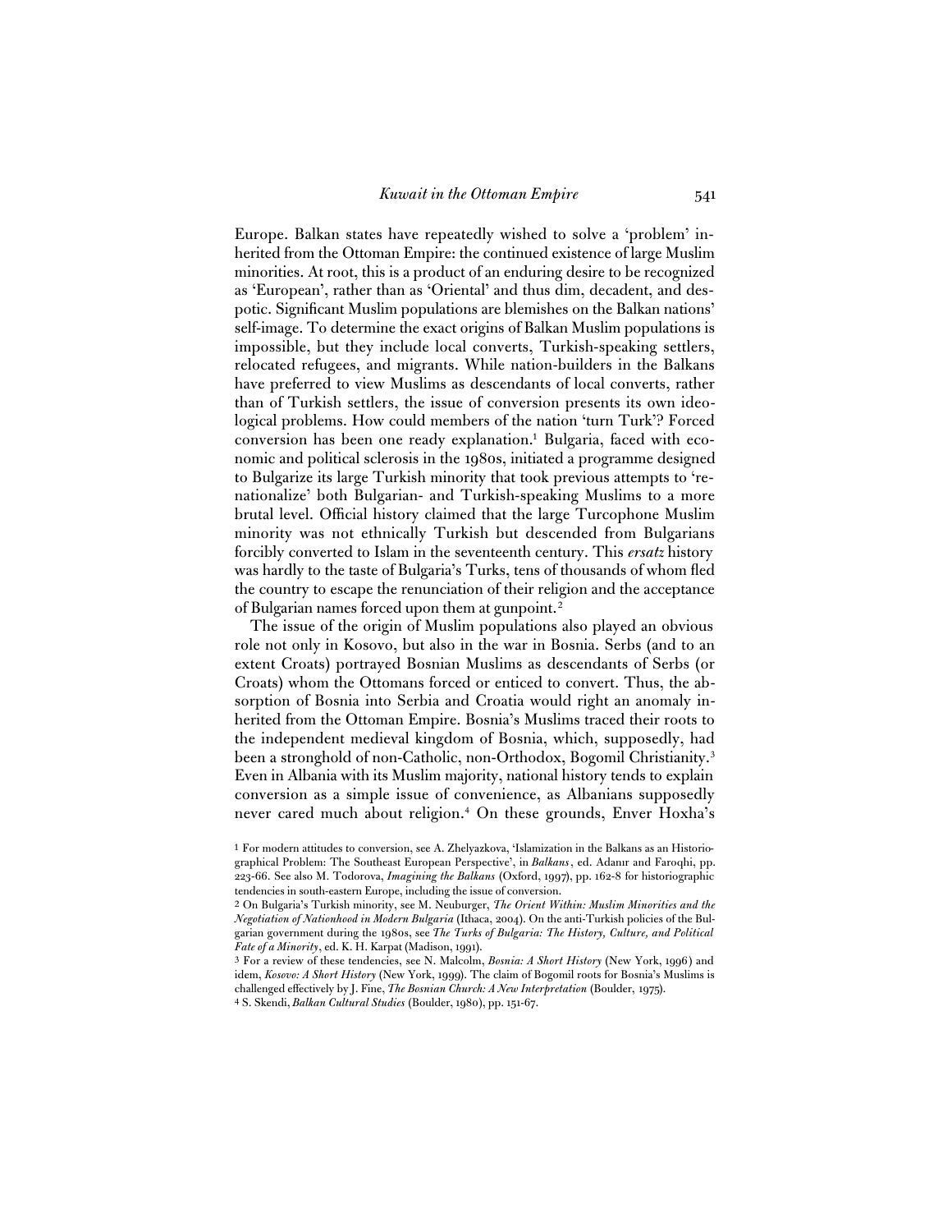Europe. Balkan states have repeatedly wished to solve a 'problem' inherited from the Ottoman Empire: the continued existence of large Muslim minorities. At root, this is a product of an enduring desire to be recognized as 'European', rather than as 'Oriental' and thus dim, decadent, and despotic. Significant Muslim populations are blemishes on the Balkan nations' self-image. To determine the exact origins of Balkan Muslim populations is impossible, but they include local converts, Turkish-speaking settlers, relocated refugees, and migrants. While nation-builders in the Balkans have preferred to view Muslims as descendants of local converts, rather than of Turkish settlers, the issue of conversion presents its own ideological problems. How could members of the nation 'turn Turk'? Forced conversion has been one ready explanation.[1] Bulgaria, faced with economic and political sclerosis in the 1980s, initiated a programme designed to Bulgarize its large Turkish minority that took previous attempts to 're-nationalize' both Bulgarian- and Turkish-speaking Muslims to a more brutal level. Official history claimed that the large Turcophone Muslim minority was not ethnically Turkish but descended from Bulgarians forcibly converted to Islam in the seventeenth century. This *ersatz* history was hardly to the taste of Bulgaria's Turks, tens of thousands of whom fled the country to escape the renunciation of their religion and the acceptance of Bulgarian names forced upon them at gunpoint.[2]

The issue of the origin of Muslim populations also played an obvious role not only in Kosovo, but also in the war in Bosnia. Serbs (and to an extent Croats) portrayed Bosnian Muslims as descendants of Serbs (or Croats) whom the Ottomans forced or enticed to convert. Thus, the absorption of Bosnia into Serbia and Croatia would right an anomaly inherited from the Ottoman Empire. Bosnia's Muslims traced their roots to the independent medieval kingdom of Bosnia, which, supposedly, had been a stronghold of non-Catholic, non-Orthodox, Bogomil Christianity.[3] Even in Albania with its Muslim majority, national history tends to explain conversion as a simple issue of convenience, as Albanians supposedly never cared much about religion.[4] On these grounds, Enver Hoxha's

[1] For modern attitudes to conversion, see A. Zhelyazkova, 'Islamization in the Balkans as an Historiographical Problem: The Southeast European Perspective', in *Balkans*, ed. Adanır and Faroqhi, pp. 223-66. See also M. Todorova, *Imagining the Balkans* (Oxford, 1997), pp. 162-8 for historiographic tendencies in south-eastern Europe, including the issue of conversion.

[2] On Bulgaria's Turkish minority, see M. Neuburger, *The Orient Within: Muslim Minorities and the Negotiation of Nationhood in Modern Bulgaria* (Ithaca, 2004). On the anti-Turkish policies of the Bulgarian government during the 1980s, see *The Turks of Bulgaria: The History, Culture, and Political Fate of a Minority*, ed. K. H. Karpat (Madison, 1991).

[3] For a review of these tendencies, see N. Malcolm, *Bosnia: A Short History* (New York, 1996) and idem, *Kosovo: A Short History* (New York, 1999). The claim of Bogomil roots for Bosnia's Muslims is challenged effectively by J. Fine, *The Bosnian Church: A New Interpretation* (Boulder, 1975).

[4] S. Skendi, *Balkan Cultural Studies* (Boulder, 1980), pp. 151-67.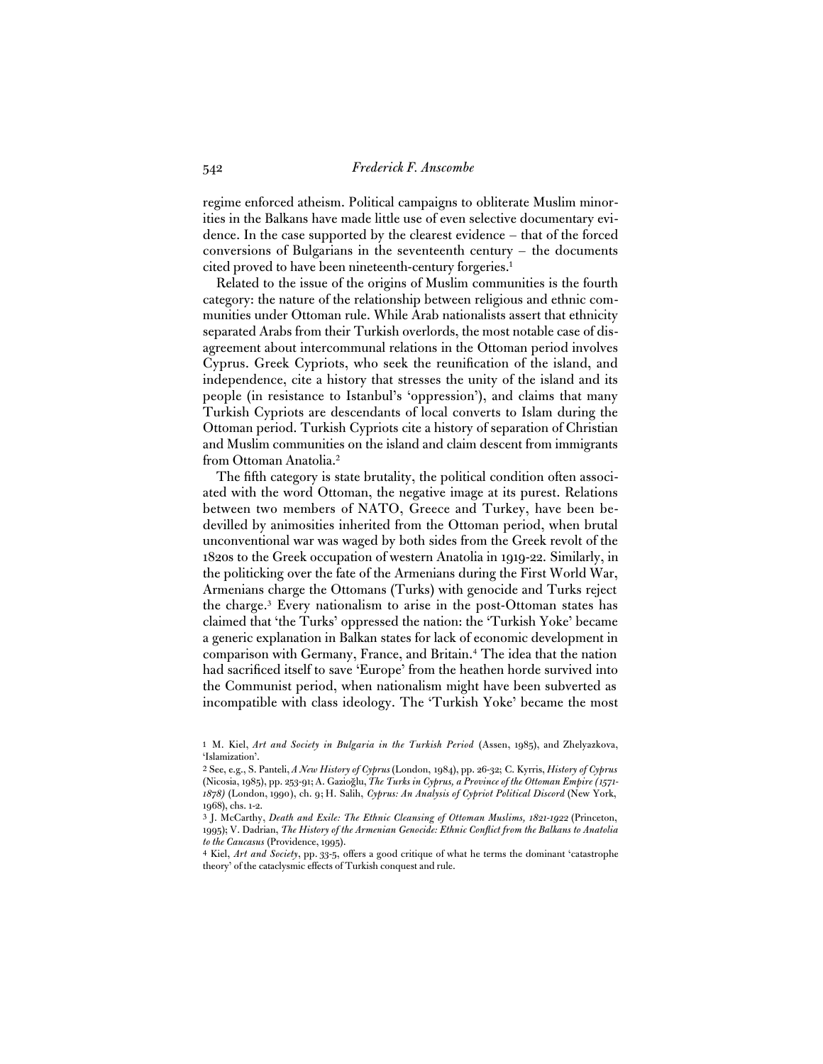regime enforced atheism. Political campaigns to obliterate Muslim minorities in the Balkans have made little use of even selective documentary evidence. In the case supported by the clearest evidence – that of the forced conversions of Bulgarians in the seventeenth century – the documents cited proved to have been nineteenth-century forgeries.[1]

Related to the issue of the origins of Muslim communities is the fourth category: the nature of the relationship between religious and ethnic communities under Ottoman rule. While Arab nationalists assert that ethnicity separated Arabs from their Turkish overlords, the most notable case of disagreement about intercommunal relations in the Ottoman period involves Cyprus. Greek Cypriots, who seek the reunification of the island, and independence, cite a history that stresses the unity of the island and its people (in resistance to Istanbul's 'oppression'), and claims that many Turkish Cypriots are descendants of local converts to Islam during the Ottoman period. Turkish Cypriots cite a history of separation of Christian and Muslim communities on the island and claim descent from immigrants from Ottoman Anatolia.[2]

The fifth category is state brutality, the political condition often associated with the word Ottoman, the negative image at its purest. Relations between two members of NATO, Greece and Turkey, have been bedevilled by animosities inherited from the Ottoman period, when brutal unconventional war was waged by both sides from the Greek revolt of the 1820s to the Greek occupation of western Anatolia in 1919-22. Similarly, in the politicking over the fate of the Armenians during the First World War, Armenians charge the Ottomans (Turks) with genocide and Turks reject the charge.[3] Every nationalism to arise in the post-Ottoman states has claimed that 'the Turks' oppressed the nation: the 'Turkish Yoke' became a generic explanation in Balkan states for lack of economic development in comparison with Germany, France, and Britain.[4] The idea that the nation had sacrificed itself to save 'Europe' from the heathen horde survived into the Communist period, when nationalism might have been subverted as incompatible with class ideology. The 'Turkish Yoke' became the most

---

1 M. Kiel, *Art and Society in Bulgaria in the Turkish Period* (Assen, 1985), and Zhelyazkova, 'Islamization'.

2 See, e.g., S. Panteli, *A New History of Cyprus* (London, 1984), pp. 26-32; C. Kyrris, *History of Cyprus* (Nicosia, 1985), pp. 253-91; A. Gazioğlu, *The Turks in Cyprus, a Province of the Ottoman Empire (1571-1878)* (London, 1990), ch. 9; H. Salih, *Cyprus: An Analysis of Cypriot Political Discord* (New York, 1968), chs. 1-2.

3 J. McCarthy, *Death and Exile: The Ethnic Cleansing of Ottoman Muslims, 1821-1922* (Princeton, 1995); V. Dadrian, *The History of the Armenian Genocide: Ethnic Conflict from the Balkans to Anatolia to the Caucasus* (Providence, 1995).

4 Kiel, *Art and Society*, pp. 33-5, offers a good critique of what he terms the dominant 'catastrophe theory' of the cataclysmic effects of Turkish conquest and rule.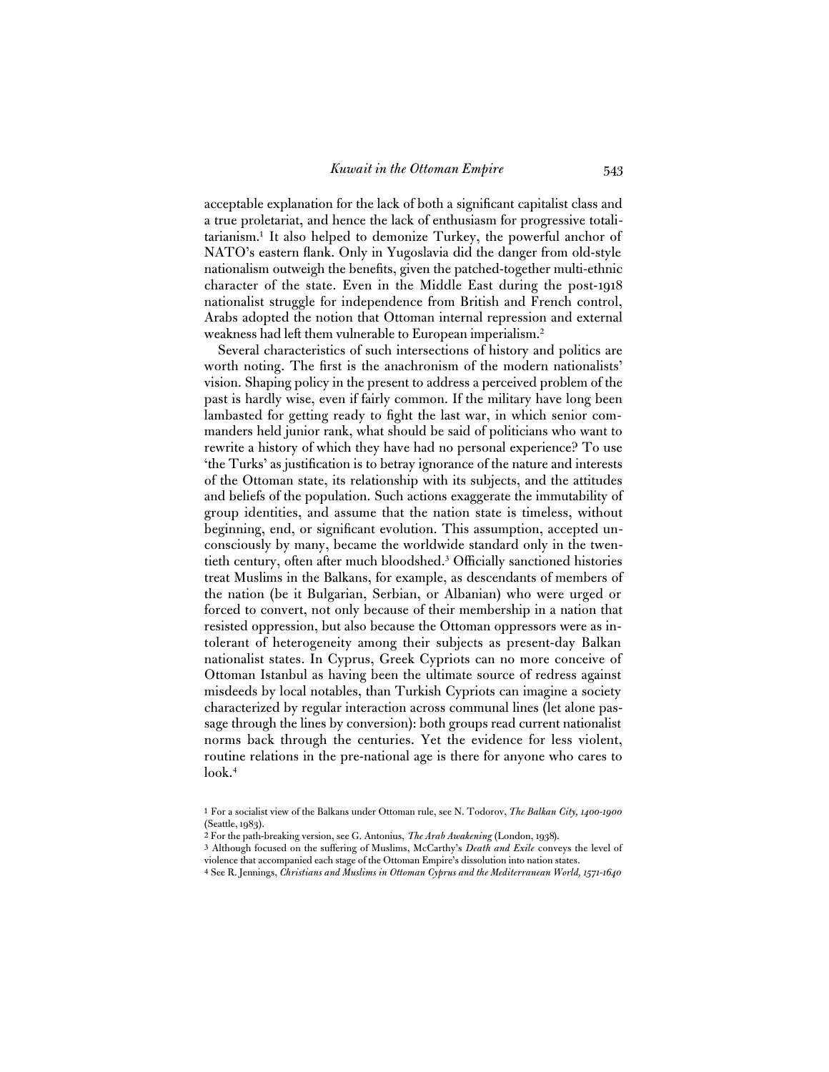acceptable explanation for the lack of both a significant capitalist class and a true proletariat, and hence the lack of enthusiasm for progressive totalitarianism.[1] It also helped to demonize Turkey, the powerful anchor of NATO's eastern flank. Only in Yugoslavia did the danger from old-style nationalism outweigh the benefits, given the patched-together multi-ethnic character of the state. Even in the Middle East during the post-1918 nationalist struggle for independence from British and French control, Arabs adopted the notion that Ottoman internal repression and external weakness had left them vulnerable to European imperialism.[2]

Several characteristics of such intersections of history and politics are worth noting. The first is the anachronism of the modern nationalists' vision. Shaping policy in the present to address a perceived problem of the past is hardly wise, even if fairly common. If the military have long been lambasted for getting ready to fight the last war, in which senior commanders held junior rank, what should be said of politicians who want to rewrite a history of which they have had no personal experience? To use 'the Turks' as justification is to betray ignorance of the nature and interests of the Ottoman state, its relationship with its subjects, and the attitudes and beliefs of the population. Such actions exaggerate the immutability of group identities, and assume that the nation state is timeless, without beginning, end, or significant evolution. This assumption, accepted unconsciously by many, became the worldwide standard only in the twentieth century, often after much bloodshed.[3] Officially sanctioned histories treat Muslims in the Balkans, for example, as descendants of members of the nation (be it Bulgarian, Serbian, or Albanian) who were urged or forced to convert, not only because of their membership in a nation that resisted oppression, but also because the Ottoman oppressors were as intolerant of heterogeneity among their subjects as present-day Balkan nationalist states. In Cyprus, Greek Cypriots can no more conceive of Ottoman Istanbul as having been the ultimate source of redress against misdeeds by local notables, than Turkish Cypriots can imagine a society characterized by regular interaction across communal lines (let alone passage through the lines by conversion): both groups read current nationalist norms back through the centuries. Yet the evidence for less violent, routine relations in the pre-national age is there for anyone who cares to look.[4]

1 For a socialist view of the Balkans under Ottoman rule, see N. Todorov, *The Balkan City, 1400-1900* (Seattle, 1983).

2 For the path-breaking version, see G. Antonius, *The Arab Awakening* (London, 1938).

3 Although focused on the suffering of Muslims, McCarthy's *Death and Exile* conveys the level of violence that accompanied each stage of the Ottoman Empire's dissolution into nation states.

4 See R. Jennings, *Christians and Muslims in Ottoman Cyprus and the Mediterranean World, 1571-1640*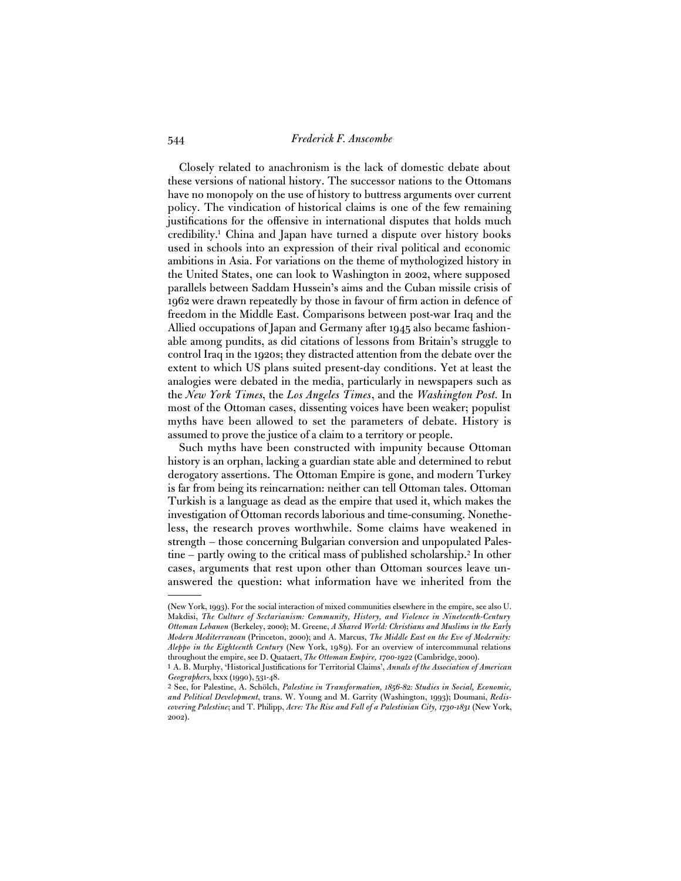Closely related to anachronism is the lack of domestic debate about these versions of national history. The successor nations to the Ottomans have no monopoly on the use of history to buttress arguments over current policy. The vindication of historical claims is one of the few remaining justifications for the offensive in international disputes that holds much credibility.[1] China and Japan have turned a dispute over history books used in schools into an expression of their rival political and economic ambitions in Asia. For variations on the theme of mythologized history in the United States, one can look to Washington in 2002, where supposed parallels between Saddam Hussein's aims and the Cuban missile crisis of 1962 were drawn repeatedly by those in favour of firm action in defence of freedom in the Middle East. Comparisons between post-war Iraq and the Allied occupations of Japan and Germany after 1945 also became fashionable among pundits, as did citations of lessons from Britain's struggle to control Iraq in the 1920s; they distracted attention from the debate over the extent to which US plans suited present-day conditions. Yet at least the analogies were debated in the media, particularly in newspapers such as the *New York Times*, the *Los Angeles Times*, and the *Washington Post.* In most of the Ottoman cases, dissenting voices have been weaker; populist myths have been allowed to set the parameters of debate. History is assumed to prove the justice of a claim to a territory or people.

Such myths have been constructed with impunity because Ottoman history is an orphan, lacking a guardian state able and determined to rebut derogatory assertions. The Ottoman Empire is gone, and modern Turkey is far from being its reincarnation: neither can tell Ottoman tales. Ottoman Turkish is a language as dead as the empire that used it, which makes the investigation of Ottoman records laborious and time-consuming. Nonetheless, the research proves worthwhile. Some claims have weakened in strength – those concerning Bulgarian conversion and unpopulated Palestine – partly owing to the critical mass of published scholarship.[2] In other cases, arguments that rest upon other than Ottoman sources leave unanswered the question: what information have we inherited from the

---

(New York, 1993). For the social interaction of mixed communities elsewhere in the empire, see also U. Makdisi, *The Culture of Sectarianism: Community, History, and Violence in Nineteenth-Century Ottoman Lebanon* (Berkeley, 2000); M. Greene, *A Shared World: Christians and Muslims in the Early Modern Mediterranean* (Princeton, 2000); and A. Marcus, *The Middle East on the Eve of Modernity: Aleppo in the Eighteenth Century* (New York, 1989). For an overview of intercommunal relations throughout the empire, see D. Quataert, *The Ottoman Empire, 1700-1922* (Cambridge, 2000).

[1] A. B. Murphy, 'Historical Justifications for Territorial Claims', *Annals of the Association of American Geographers*, lxxx (1990), 531-48.

[2] See, for Palestine, A. Schölch, *Palestine in Transformation, 1856-82: Studies in Social, Economic, and Political Development*, trans. W. Young and M. Garrity (Washington, 1993); Doumani, *Rediscovering Palestine*; and T. Philipp, *Acre: The Rise and Fall of a Palestinian City, 1730-1831* (New York, 2002).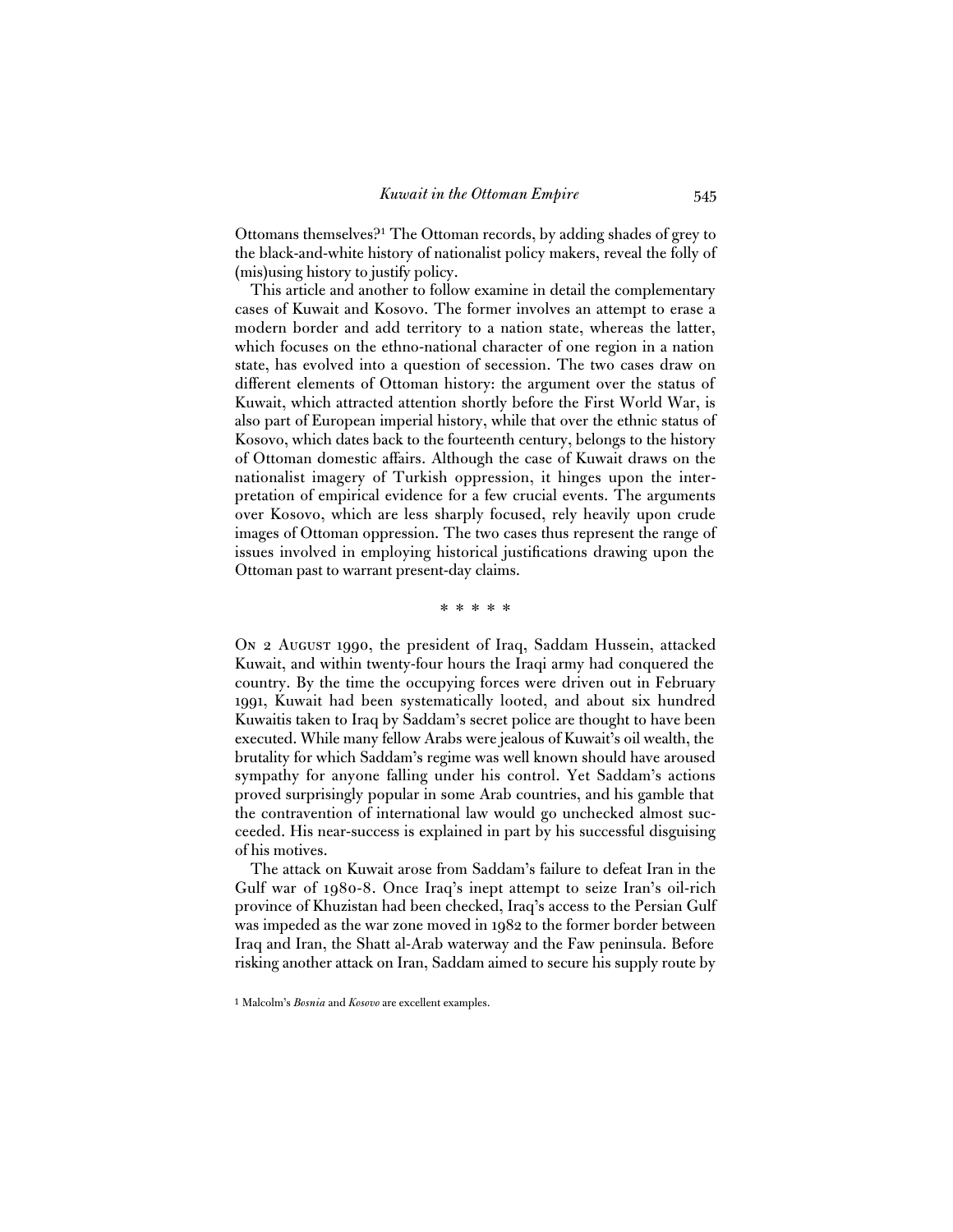Ottomans themselves?[1] The Ottoman records, by adding shades of grey to the black-and-white history of nationalist policy makers, reveal the folly of (mis)using history to justify policy.

This article and another to follow examine in detail the complementary cases of Kuwait and Kosovo. The former involves an attempt to erase a modern border and add territory to a nation state, whereas the latter, which focuses on the ethno-national character of one region in a nation state, has evolved into a question of secession. The two cases draw on different elements of Ottoman history: the argument over the status of Kuwait, which attracted attention shortly before the First World War, is also part of European imperial history, while that over the ethnic status of Kosovo, which dates back to the fourteenth century, belongs to the history of Ottoman domestic affairs. Although the case of Kuwait draws on the nationalist imagery of Turkish oppression, it hinges upon the interpretation of empirical evidence for a few crucial events. The arguments over Kosovo, which are less sharply focused, rely heavily upon crude images of Ottoman oppression. The two cases thus represent the range of issues involved in employing historical justifications drawing upon the Ottoman past to warrant present-day claims.

\* \* \* \* \*

On 2 August 1990, the president of Iraq, Saddam Hussein, attacked Kuwait, and within twenty-four hours the Iraqi army had conquered the country. By the time the occupying forces were driven out in February 1991, Kuwait had been systematically looted, and about six hundred Kuwaitis taken to Iraq by Saddam's secret police are thought to have been executed. While many fellow Arabs were jealous of Kuwait's oil wealth, the brutality for which Saddam's regime was well known should have aroused sympathy for anyone falling under his control. Yet Saddam's actions proved surprisingly popular in some Arab countries, and his gamble that the contravention of international law would go unchecked almost succeeded. His near-success is explained in part by his successful disguising of his motives.

The attack on Kuwait arose from Saddam's failure to defeat Iran in the Gulf war of 1980-8. Once Iraq's inept attempt to seize Iran's oil-rich province of Khuzistan had been checked, Iraq's access to the Persian Gulf was impeded as the war zone moved in 1982 to the former border between Iraq and Iran, the Shatt al-Arab waterway and the Faw peninsula. Before risking another attack on Iran, Saddam aimed to secure his supply route by

[1] Malcolm's *Bosnia* and *Kosovo* are excellent examples.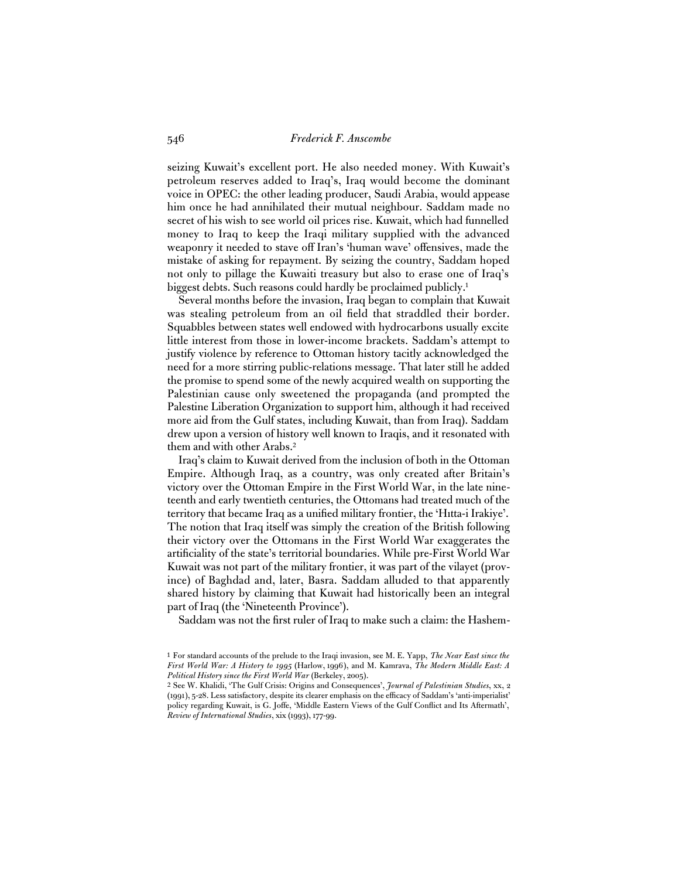seizing Kuwait's excellent port. He also needed money. With Kuwait's petroleum reserves added to Iraq's, Iraq would become the dominant voice in OPEC: the other leading producer, Saudi Arabia, would appease him once he had annihilated their mutual neighbour. Saddam made no secret of his wish to see world oil prices rise. Kuwait, which had funnelled money to Iraq to keep the Iraqi military supplied with the advanced weaponry it needed to stave off Iran's 'human wave' offensives, made the mistake of asking for repayment. By seizing the country, Saddam hoped not only to pillage the Kuwaiti treasury but also to erase one of Iraq's biggest debts. Such reasons could hardly be proclaimed publicly.[1]

Several months before the invasion, Iraq began to complain that Kuwait was stealing petroleum from an oil field that straddled their border. Squabbles between states well endowed with hydrocarbons usually excite little interest from those in lower-income brackets. Saddam's attempt to justify violence by reference to Ottoman history tacitly acknowledged the need for a more stirring public-relations message. That later still he added the promise to spend some of the newly acquired wealth on supporting the Palestinian cause only sweetened the propaganda (and prompted the Palestine Liberation Organization to support him, although it had received more aid from the Gulf states, including Kuwait, than from Iraq). Saddam drew upon a version of history well known to Iraqis, and it resonated with them and with other Arabs.[2]

Iraq's claim to Kuwait derived from the inclusion of both in the Ottoman Empire. Although Iraq, as a country, was only created after Britain's victory over the Ottoman Empire in the First World War, in the late nineteenth and early twentieth centuries, the Ottomans had treated much of the territory that became Iraq as a unified military frontier, the 'Hıtta-i Irakiye'. The notion that Iraq itself was simply the creation of the British following their victory over the Ottomans in the First World War exaggerates the artificiality of the state's territorial boundaries. While pre-First World War Kuwait was not part of the military frontier, it was part of the vilayet (province) of Baghdad and, later, Basra. Saddam alluded to that apparently shared history by claiming that Kuwait had historically been an integral part of Iraq (the 'Nineteenth Province').

Saddam was not the first ruler of Iraq to make such a claim: the Hashem-

---

1 For standard accounts of the prelude to the Iraqi invasion, see M. E. Yapp, *The Near East since the First World War: A History to 1995* (Harlow, 1996), and M. Kamrava, *The Modern Middle East: A Political History since the First World War* (Berkeley, 2005).

2 See W. Khalidi, 'The Gulf Crisis: Origins and Consequences', *Journal of Palestinian Studies*, xx, 2 (1991), 5-28. Less satisfactory, despite its clearer emphasis on the efficacy of Saddam's 'anti-imperialist' policy regarding Kuwait, is G. Joffe, 'Middle Eastern Views of the Gulf Conflict and Its Aftermath', *Review of International Studies*, xix (1993), 177-99.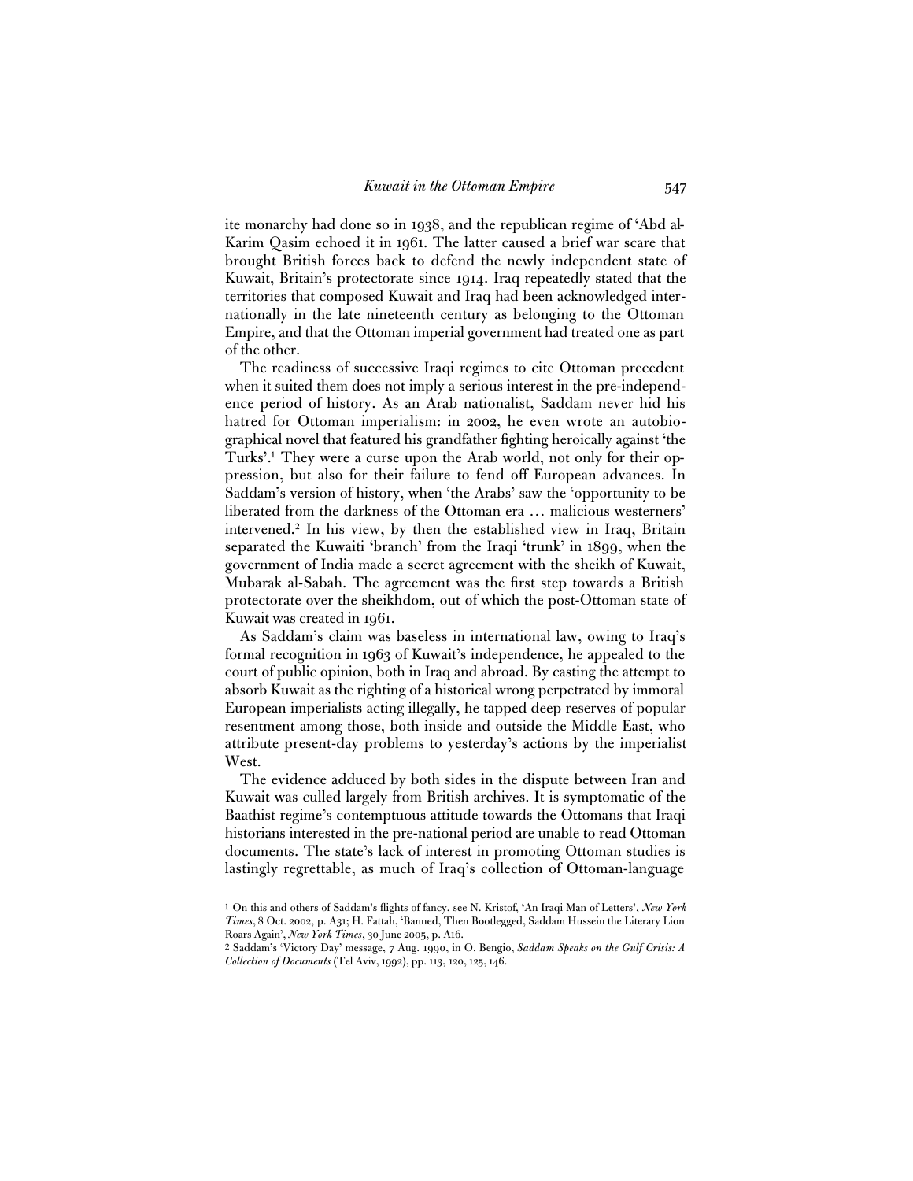ite monarchy had done so in 1938, and the republican regime of 'Abd al-Karim Qasim echoed it in 1961. The latter caused a brief war scare that brought British forces back to defend the newly independent state of Kuwait, Britain's protectorate since 1914. Iraq repeatedly stated that the territories that composed Kuwait and Iraq had been acknowledged internationally in the late nineteenth century as belonging to the Ottoman Empire, and that the Ottoman imperial government had treated one as part of the other.

The readiness of successive Iraqi regimes to cite Ottoman precedent when it suited them does not imply a serious interest in the pre-independence period of history. As an Arab nationalist, Saddam never hid his hatred for Ottoman imperialism: in 2002, he even wrote an autobiographical novel that featured his grandfather fighting heroically against 'the Turks'.[1] They were a curse upon the Arab world, not only for their oppression, but also for their failure to fend off European advances. In Saddam's version of history, when 'the Arabs' saw the 'opportunity to be liberated from the darkness of the Ottoman era … malicious westerners' intervened.[2] In his view, by then the established view in Iraq, Britain separated the Kuwaiti 'branch' from the Iraqi 'trunk' in 1899, when the government of India made a secret agreement with the sheikh of Kuwait, Mubarak al-Sabah. The agreement was the first step towards a British protectorate over the sheikhdom, out of which the post-Ottoman state of Kuwait was created in 1961.

As Saddam's claim was baseless in international law, owing to Iraq's formal recognition in 1963 of Kuwait's independence, he appealed to the court of public opinion, both in Iraq and abroad. By casting the attempt to absorb Kuwait as the righting of a historical wrong perpetrated by immoral European imperialists acting illegally, he tapped deep reserves of popular resentment among those, both inside and outside the Middle East, who attribute present-day problems to yesterday's actions by the imperialist West.

The evidence adduced by both sides in the dispute between Iran and Kuwait was culled largely from British archives. It is symptomatic of the Baathist regime's contemptuous attitude towards the Ottomans that Iraqi historians interested in the pre-national period are unable to read Ottoman documents. The state's lack of interest in promoting Ottoman studies is lastingly regrettable, as much of Iraq's collection of Ottoman-language

---

[1] On this and others of Saddam's flights of fancy, see N. Kristof, 'An Iraqi Man of Letters', *New York Times*, 8 Oct. 2002, p. A31; H. Fattah, 'Banned, Then Bootlegged, Saddam Hussein the Literary Lion Roars Again', *New York Times*, 30 June 2005, p. A16.

[2] Saddam's 'Victory Day' message, 7 Aug. 1990, in O. Bengio, *Saddam Speaks on the Gulf Crisis: A Collection of Documents* (Tel Aviv, 1992), pp. 113, 120, 125, 146.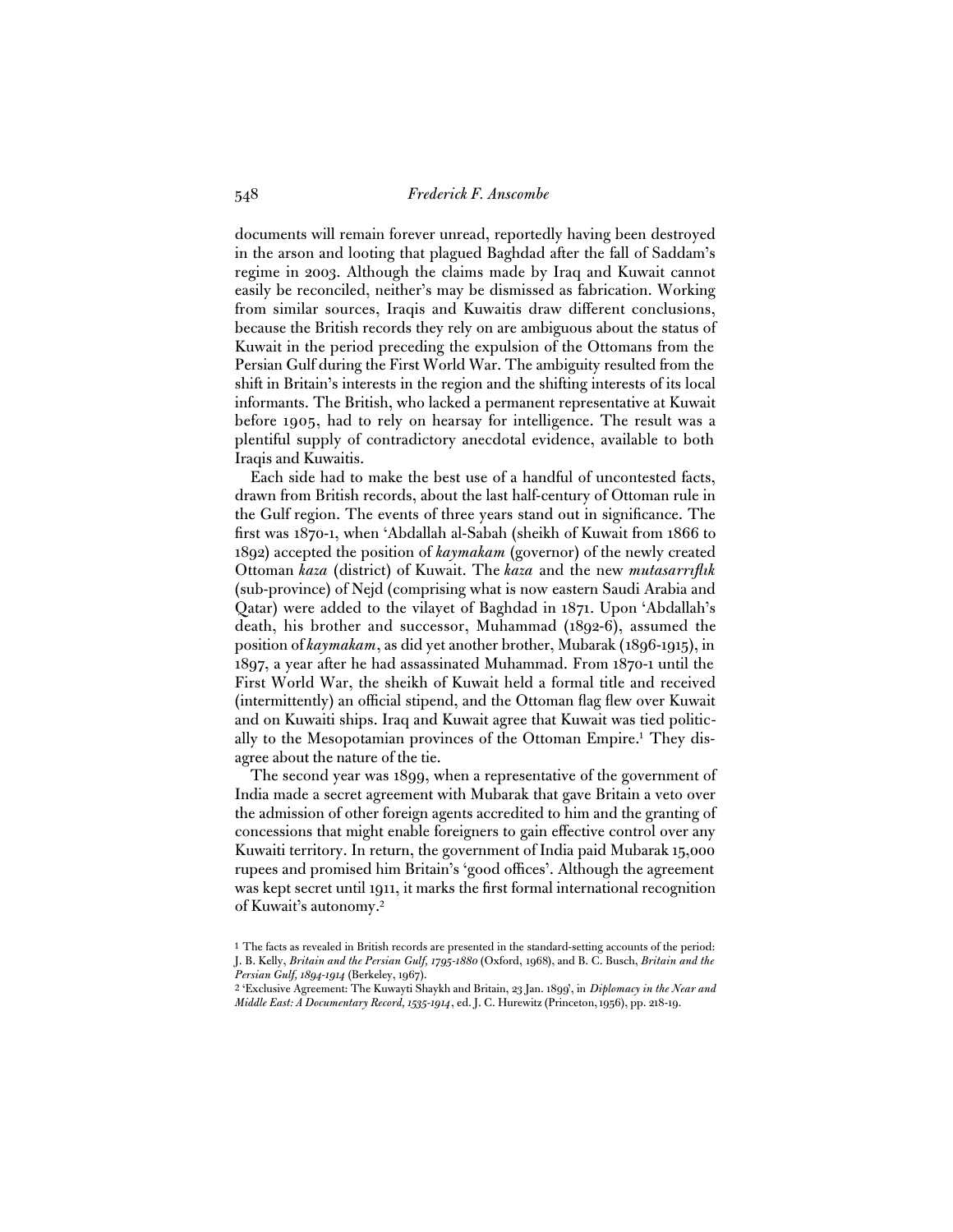documents will remain forever unread, reportedly having been destroyed in the arson and looting that plagued Baghdad after the fall of Saddam's regime in 2003. Although the claims made by Iraq and Kuwait cannot easily be reconciled, neither's may be dismissed as fabrication. Working from similar sources, Iraqis and Kuwaitis draw different conclusions, because the British records they rely on are ambiguous about the status of Kuwait in the period preceding the expulsion of the Ottomans from the Persian Gulf during the First World War. The ambiguity resulted from the shift in Britain's interests in the region and the shifting interests of its local informants. The British, who lacked a permanent representative at Kuwait before 1905, had to rely on hearsay for intelligence. The result was a plentiful supply of contradictory anecdotal evidence, available to both Iraqis and Kuwaitis.

Each side had to make the best use of a handful of uncontested facts, drawn from British records, about the last half-century of Ottoman rule in the Gulf region. The events of three years stand out in significance. The first was 1870-1, when 'Abdallah al-Sabah (sheikh of Kuwait from 1866 to 1892) accepted the position of *kaymakam* (governor) of the newly created Ottoman *kaza* (district) of Kuwait. The *kaza* and the new *mutasarrıflık* (sub-province) of Nejd (comprising what is now eastern Saudi Arabia and Qatar) were added to the vilayet of Baghdad in 1871. Upon 'Abdallah's death, his brother and successor, Muhammad (1892-6), assumed the position of *kaymakam*, as did yet another brother, Mubarak (1896-1915), in 1897, a year after he had assassinated Muhammad. From 1870-1 until the First World War, the sheikh of Kuwait held a formal title and received (intermittently) an official stipend, and the Ottoman flag flew over Kuwait and on Kuwaiti ships. Iraq and Kuwait agree that Kuwait was tied politically to the Mesopotamian provinces of the Ottoman Empire.[1] They disagree about the nature of the tie.

The second year was 1899, when a representative of the government of India made a secret agreement with Mubarak that gave Britain a veto over the admission of other foreign agents accredited to him and the granting of concessions that might enable foreigners to gain effective control over any Kuwaiti territory. In return, the government of India paid Mubarak 15,000 rupees and promised him Britain's 'good offices'. Although the agreement was kept secret until 1911, it marks the first formal international recognition of Kuwait's autonomy.[2]

[1] The facts as revealed in British records are presented in the standard-setting accounts of the period: J. B. Kelly, *Britain and the Persian Gulf, 1795-1880* (Oxford, 1968), and B. C. Busch, *Britain and the Persian Gulf, 1894-1914* (Berkeley, 1967).

[2] 'Exclusive Agreement: The Kuwayti Shaykh and Britain, 23 Jan. 1899', in *Diplomacy in the Near and Middle East: A Documentary Record, 1535-1914*, ed. J. C. Hurewitz (Princeton, 1956), pp. 218-19.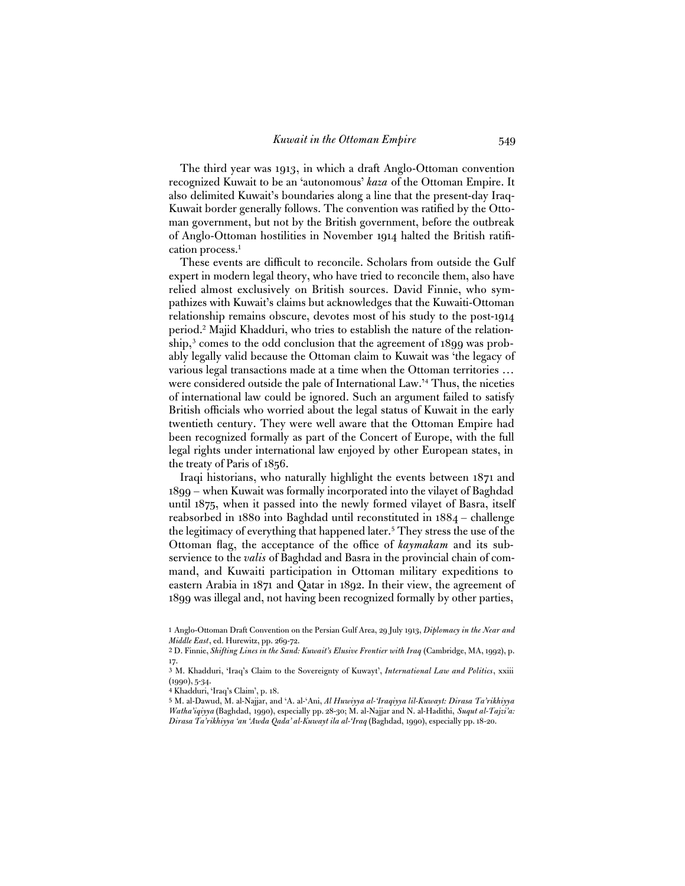The third year was 1913, in which a draft Anglo-Ottoman convention recognized Kuwait to be an 'autonomous' *kaza* of the Ottoman Empire. It also delimited Kuwait's boundaries along a line that the present-day Iraq-Kuwait border generally follows. The convention was ratified by the Ottoman government, but not by the British government, before the outbreak of Anglo-Ottoman hostilities in November 1914 halted the British ratification process.[1]

These events are difficult to reconcile. Scholars from outside the Gulf expert in modern legal theory, who have tried to reconcile them, also have relied almost exclusively on British sources. David Finnie, who sympathizes with Kuwait's claims but acknowledges that the Kuwaiti-Ottoman relationship remains obscure, devotes most of his study to the post-1914 period.[2] Majid Khadduri, who tries to establish the nature of the relationship,[3] comes to the odd conclusion that the agreement of 1899 was probably legally valid because the Ottoman claim to Kuwait was 'the legacy of various legal transactions made at a time when the Ottoman territories … were considered outside the pale of International Law.'[4] Thus, the niceties of international law could be ignored. Such an argument failed to satisfy British officials who worried about the legal status of Kuwait in the early twentieth century. They were well aware that the Ottoman Empire had been recognized formally as part of the Concert of Europe, with the full legal rights under international law enjoyed by other European states, in the treaty of Paris of 1856.

Iraqi historians, who naturally highlight the events between 1871 and 1899 – when Kuwait was formally incorporated into the vilayet of Baghdad until 1875, when it passed into the newly formed vilayet of Basra, itself reabsorbed in 1880 into Baghdad until reconstituted in 1884 – challenge the legitimacy of everything that happened later.[5] They stress the use of the Ottoman flag, the acceptance of the office of *kaymakam* and its subservience to the *valis* of Baghdad and Basra in the provincial chain of command, and Kuwaiti participation in Ottoman military expeditions to eastern Arabia in 1871 and Qatar in 1892. In their view, the agreement of 1899 was illegal and, not having been recognized formally by other parties,

1 Anglo-Ottoman Draft Convention on the Persian Gulf Area, 29 July 1913, *Diplomacy in the Near and Middle East*, ed. Hurewitz, pp. 269-72.

2 D. Finnie, *Shifting Lines in the Sand: Kuwait's Elusive Frontier with Iraq* (Cambridge, MA, 1992), p. 17.

3 M. Khadduri, 'Iraq's Claim to the Sovereignty of Kuwayt', *International Law and Politics*, xxiii (1990), 5-34.

4 Khadduri, 'Iraq's Claim', p. 18.

5 M. al-Dawud, M. al-Najjar, and 'A. al-'Ani, *Al Huwiyya al-'Iraqiyya lil-Kuwayt: Dirasa Ta'rikhiyya Watha'iqiyya* (Baghdad, 1990), especially pp. 28-30; M. al-Najjar and N. al-Hadithi, *Suqut al-Tajzi'a: Dirasa Ta'rikhiyya 'an 'Awda Qada' al-Kuwayt ila al-'Iraq* (Baghdad, 1990), especially pp. 18-20.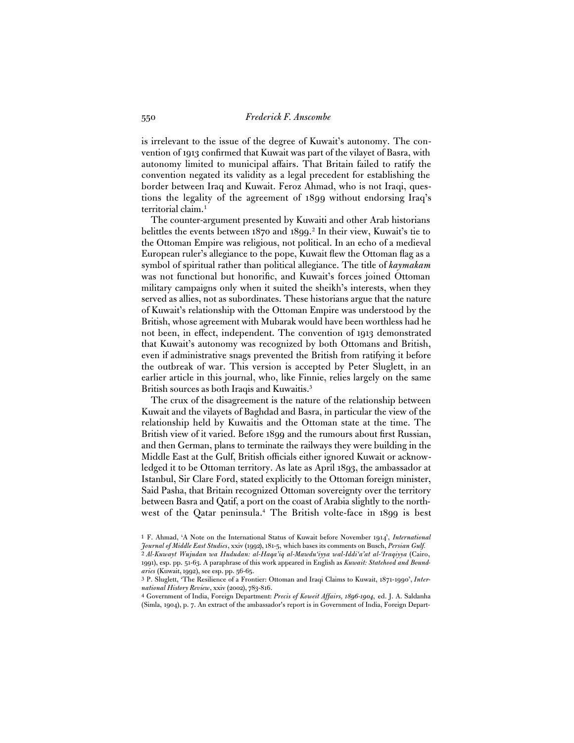is irrelevant to the issue of the degree of Kuwait's autonomy. The convention of 1913 confirmed that Kuwait was part of the vilayet of Basra, with autonomy limited to municipal affairs. That Britain failed to ratify the convention negated its validity as a legal precedent for establishing the border between Iraq and Kuwait. Feroz Ahmad, who is not Iraqi, questions the legality of the agreement of 1899 without endorsing Iraq's territorial claim.[1]

The counter-argument presented by Kuwaiti and other Arab historians belittles the events between 1870 and 1899.[2] In their view, Kuwait's tie to the Ottoman Empire was religious, not political. In an echo of a medieval European ruler's allegiance to the pope, Kuwait flew the Ottoman flag as a symbol of spiritual rather than political allegiance. The title of *kaymakam* was not functional but honorific, and Kuwait's forces joined Ottoman military campaigns only when it suited the sheikh's interests, when they served as allies, not as subordinates. These historians argue that the nature of Kuwait's relationship with the Ottoman Empire was understood by the British, whose agreement with Mubarak would have been worthless had he not been, in effect, independent. The convention of 1913 demonstrated that Kuwait's autonomy was recognized by both Ottomans and British, even if administrative snags prevented the British from ratifying it before the outbreak of war. This version is accepted by Peter Sluglett, in an earlier article in this journal, who, like Finnie, relies largely on the same British sources as both Iraqis and Kuwaitis.[3]

The crux of the disagreement is the nature of the relationship between Kuwait and the vilayets of Baghdad and Basra, in particular the view of the relationship held by Kuwaitis and the Ottoman state at the time. The British view of it varied. Before 1899 and the rumours about first Russian, and then German, plans to terminate the railways they were building in the Middle East at the Gulf, British officials either ignored Kuwait or acknowledged it to be Ottoman territory. As late as April 1893, the ambassador at Istanbul, Sir Clare Ford, stated explicitly to the Ottoman foreign minister, Said Pasha, that Britain recognized Ottoman sovereignty over the territory between Basra and Qatif, a port on the coast of Arabia slightly to the northwest of the Qatar peninsula.[4] The British volte-face in 1899 is best

[1] F. Ahmad, 'A Note on the International Status of Kuwait before November 1914', *International Journal of Middle East Studies*, xxiv (1992), 181-5, which bases its comments on Busch, *Persian Gulf.*

[2] *Al-Kuwayt Wujudan wa Hududan: al-Haqa'iq al-Mawdu'iyya wal-Iddi'a'at al-'Iraqiyya* (Cairo, 1991), esp. pp. 51-63. A paraphrase of this work appeared in English as *Kuwait: Statehood and Boundaries* (Kuwait, 1992), see esp. pp. 56-65.

[3] P. Sluglett, 'The Resilience of a Frontier: Ottoman and Iraqi Claims to Kuwait, 1871-1990', *International History Review*, xxiv (2002), 783-816.

[4] Government of India, Foreign Department: *Precis of Koweit Affairs, 1896-1904*, ed. J. A. Saldanha (Simla, 1904), p. 7. An extract of the ambassador's report is in Government of India, Foreign Depart-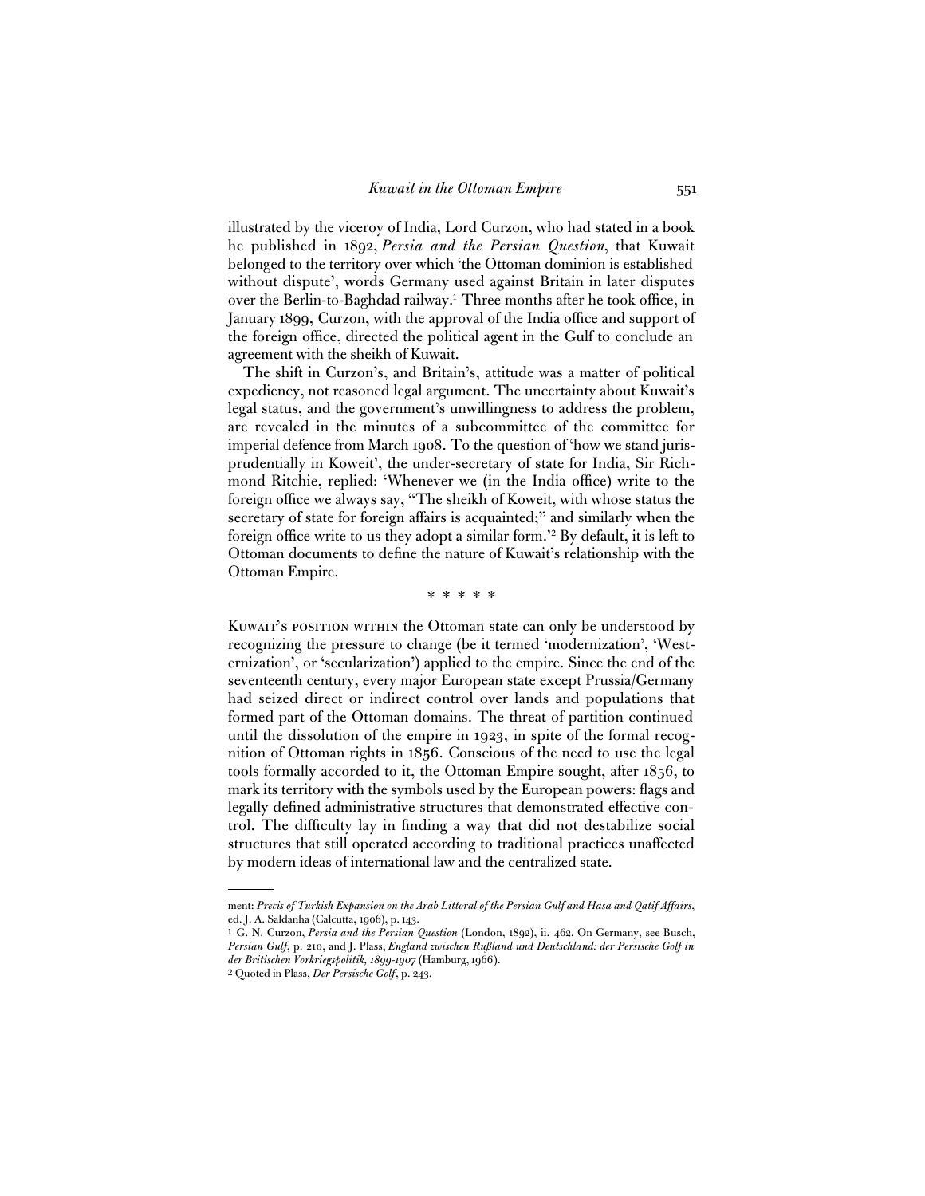illustrated by the viceroy of India, Lord Curzon, who had stated in a book he published in 1892, *Persia and the Persian Question*, that Kuwait belonged to the territory over which 'the Ottoman dominion is established without dispute', words Germany used against Britain in later disputes over the Berlin-to-Baghdad railway.[1] Three months after he took office, in January 1899, Curzon, with the approval of the India office and support of the foreign office, directed the political agent in the Gulf to conclude an agreement with the sheikh of Kuwait.

The shift in Curzon's, and Britain's, attitude was a matter of political expediency, not reasoned legal argument. The uncertainty about Kuwait's legal status, and the government's unwillingness to address the problem, are revealed in the minutes of a subcommittee of the committee for imperial defence from March 1908. To the question of 'how we stand jurisprudentially in Koweit', the under-secretary of state for India, Sir Richmond Ritchie, replied: 'Whenever we (in the India office) write to the foreign office we always say, "The sheikh of Koweit, with whose status the secretary of state for foreign affairs is acquainted;" and similarly when the foreign office write to us they adopt a similar form.'[2] By default, it is left to Ottoman documents to define the nature of Kuwait's relationship with the Ottoman Empire.

\* \* \* \* \*

KUWAIT'S POSITION WITHIN the Ottoman state can only be understood by recognizing the pressure to change (be it termed 'modernization', 'Westernization', or 'secularization') applied to the empire. Since the end of the seventeenth century, every major European state except Prussia/Germany had seized direct or indirect control over lands and populations that formed part of the Ottoman domains. The threat of partition continued until the dissolution of the empire in 1923, in spite of the formal recognition of Ottoman rights in 1856. Conscious of the need to use the legal tools formally accorded to it, the Ottoman Empire sought, after 1856, to mark its territory with the symbols used by the European powers: flags and legally defined administrative structures that demonstrated effective control. The difficulty lay in finding a way that did not destabilize social structures that still operated according to traditional practices unaffected by modern ideas of international law and the centralized state.

---

ment: *Precis of Turkish Expansion on the Arab Littoral of the Persian Gulf and Hasa and Qatif Affairs*, ed. J. A. Saldanha (Calcutta, 1906), p. 143.

[1] G. N. Curzon, *Persia and the Persian Question* (London, 1892), ii. 462. On Germany, see Busch, *Persian Gulf*, p. 210, and J. Plass, *England zwischen Rußland und Deutschland: der Persische Golf in der Britischen Vorkriegspolitik, 1899–1907* (Hamburg, 1966).

[2] Quoted in Plass, *Der Persische Golf*, p. 243.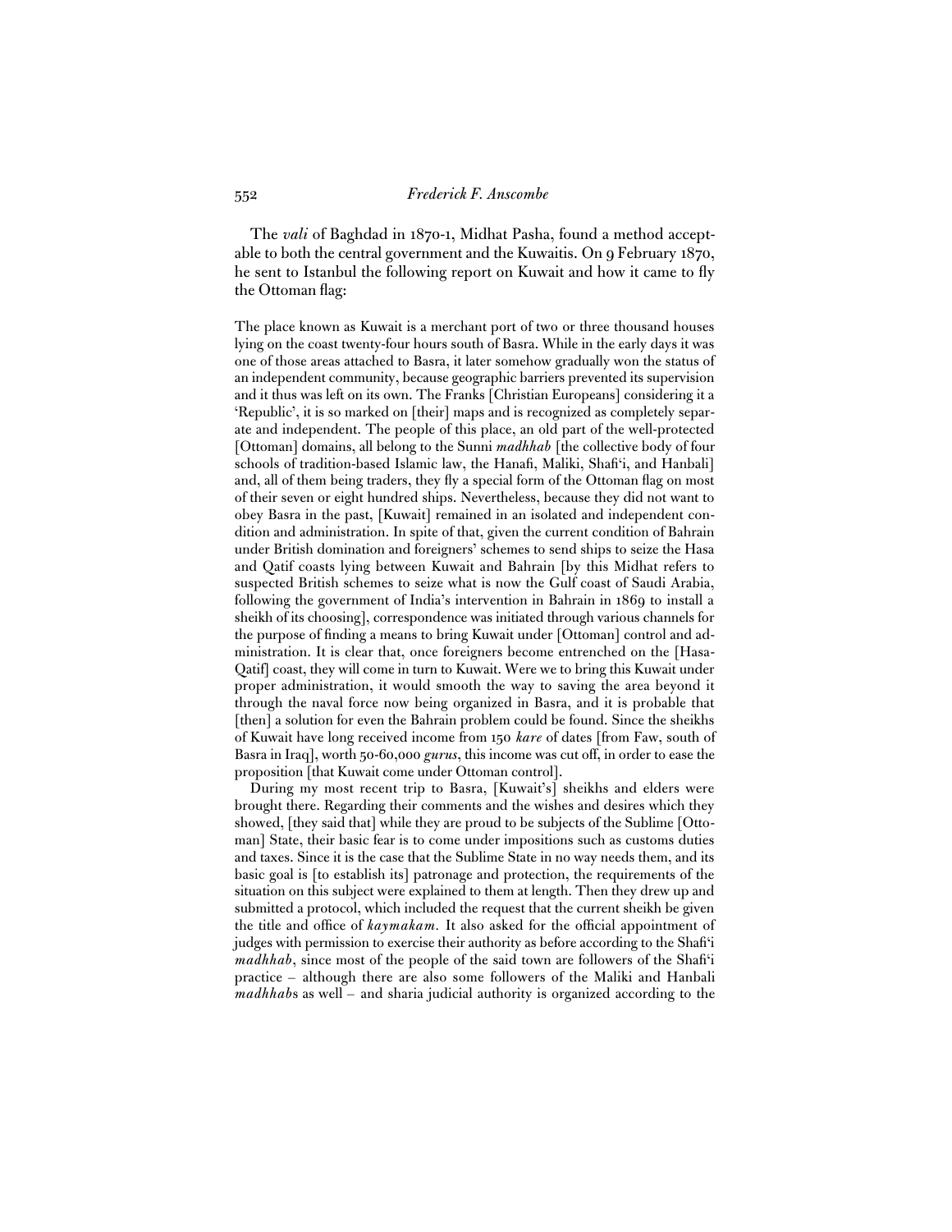The *vali* of Baghdad in 1870-1, Midhat Pasha, found a method acceptable to both the central government and the Kuwaitis. On 9 February 1870, he sent to Istanbul the following report on Kuwait and how it came to fly the Ottoman flag:

> The place known as Kuwait is a merchant port of two or three thousand houses lying on the coast twenty-four hours south of Basra. While in the early days it was one of those areas attached to Basra, it later somehow gradually won the status of an independent community, because geographic barriers prevented its supervision and it thus was left on its own. The Franks [Christian Europeans] considering it a 'Republic', it is so marked on [their] maps and is recognized as completely separate and independent. The people of this place, an old part of the well-protected [Ottoman] domains, all belong to the Sunni *madhhab* [the collective body of four schools of tradition-based Islamic law, the Hanafi, Maliki, Shafi'i, and Hanbali] and, all of them being traders, they fly a special form of the Ottoman flag on most of their seven or eight hundred ships. Nevertheless, because they did not want to obey Basra in the past, [Kuwait] remained in an isolated and independent condition and administration. In spite of that, given the current condition of Bahrain under British domination and foreigners' schemes to send ships to seize the Hasa and Qatif coasts lying between Kuwait and Bahrain [by this Midhat refers to suspected British schemes to seize what is now the Gulf coast of Saudi Arabia, following the government of India's intervention in Bahrain in 1869 to install a sheikh of its choosing], correspondence was initiated through various channels for the purpose of finding a means to bring Kuwait under [Ottoman] control and administration. It is clear that, once foreigners become entrenched on the [Hasa-Qatif] coast, they will come in turn to Kuwait. Were we to bring this Kuwait under proper administration, it would smooth the way to saving the area beyond it through the naval force now being organized in Basra, and it is probable that [then] a solution for even the Bahrain problem could be found. Since the sheikhs of Kuwait have long received income from 150 *kare* of dates [from Faw, south of Basra in Iraq], worth 50-60,000 *gurus*, this income was cut off, in order to ease the proposition [that Kuwait come under Ottoman control].
>
> During my most recent trip to Basra, [Kuwait's] sheikhs and elders were brought there. Regarding their comments and the wishes and desires which they showed, [they said that] while they are proud to be subjects of the Sublime [Ottoman] State, their basic fear is to come under impositions such as customs duties and taxes. Since it is the case that the Sublime State in no way needs them, and its basic goal is [to establish its] patronage and protection, the requirements of the situation on this subject were explained to them at length. Then they drew up and submitted a protocol, which included the request that the current sheikh be given the title and office of *kaymakam*. It also asked for the official appointment of judges with permission to exercise their authority as before according to the Shafi'i *madhhab*, since most of the people of the said town are followers of the Shafi'i practice – although there are also some followers of the Maliki and Hanbali *madhhab*s as well – and sharia judicial authority is organized according to the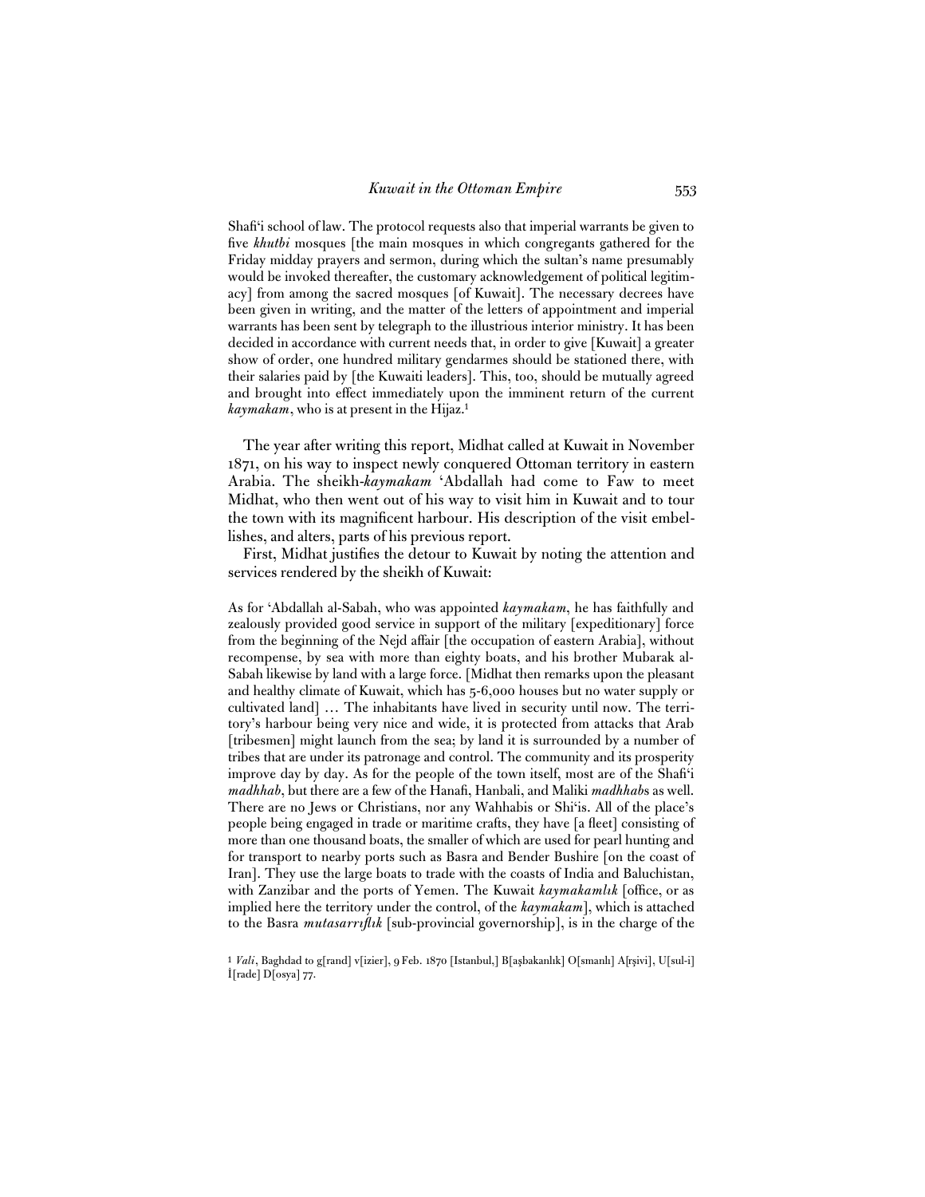Shafi'i school of law. The protocol requests also that imperial warrants be given to five *khutbi* mosques [the main mosques in which congregants gathered for the Friday midday prayers and sermon, during which the sultan's name presumably would be invoked thereafter, the customary acknowledgement of political legitimacy] from among the sacred mosques [of Kuwait]. The necessary decrees have been given in writing, and the matter of the letters of appointment and imperial warrants has been sent by telegraph to the illustrious interior ministry. It has been decided in accordance with current needs that, in order to give [Kuwait] a greater show of order, one hundred military gendarmes should be stationed there, with their salaries paid by [the Kuwaiti leaders]. This, too, should be mutually agreed and brought into effect immediately upon the imminent return of the current *kaymakam*, who is at present in the Hijaz.[1]

The year after writing this report, Midhat called at Kuwait in November 1871, on his way to inspect newly conquered Ottoman territory in eastern Arabia. The sheikh-*kaymakam* 'Abdallah had come to Faw to meet Midhat, who then went out of his way to visit him in Kuwait and to tour the town with its magnificent harbour. His description of the visit embellishes, and alters, parts of his previous report.

First, Midhat justifies the detour to Kuwait by noting the attention and services rendered by the sheikh of Kuwait:

> As for 'Abdallah al-Sabah, who was appointed *kaymakam*, he has faithfully and zealously provided good service in support of the military [expeditionary] force from the beginning of the Nejd affair [the occupation of eastern Arabia], without recompense, by sea with more than eighty boats, and his brother Mubarak al-Sabah likewise by land with a large force. [Midhat then remarks upon the pleasant and healthy climate of Kuwait, which has 5-6,000 houses but no water supply or cultivated land] … The inhabitants have lived in security until now. The territory's harbour being very nice and wide, it is protected from attacks that Arab [tribesmen] might launch from the sea; by land it is surrounded by a number of tribes that are under its patronage and control. The community and its prosperity improve day by day. As for the people of the town itself, most are of the Shafi'i *madhhab*, but there are a few of the Hanafi, Hanbali, and Maliki *madhhab*s as well. There are no Jews or Christians, nor any Wahhabis or Shi'is. All of the place's people being engaged in trade or maritime crafts, they have [a fleet] consisting of more than one thousand boats, the smaller of which are used for pearl hunting and for transport to nearby ports such as Basra and Bender Bushire [on the coast of Iran]. They use the large boats to trade with the coasts of India and Baluchistan, with Zanzibar and the ports of Yemen. The Kuwait *kaymakamlık* [office, or as implied here the territory under the control, of the *kaymakam*], which is attached to the Basra *mutasarrıflık* [sub-provincial governorship], is in the charge of the

[1] *Vali*, Baghdad to g[rand] v[izier], 9 Feb. 1870 [Istanbul,] B[aşbakanlık] O[smanlı] A[rşivi], U[sul-i] İ[rade] D[osya] 77.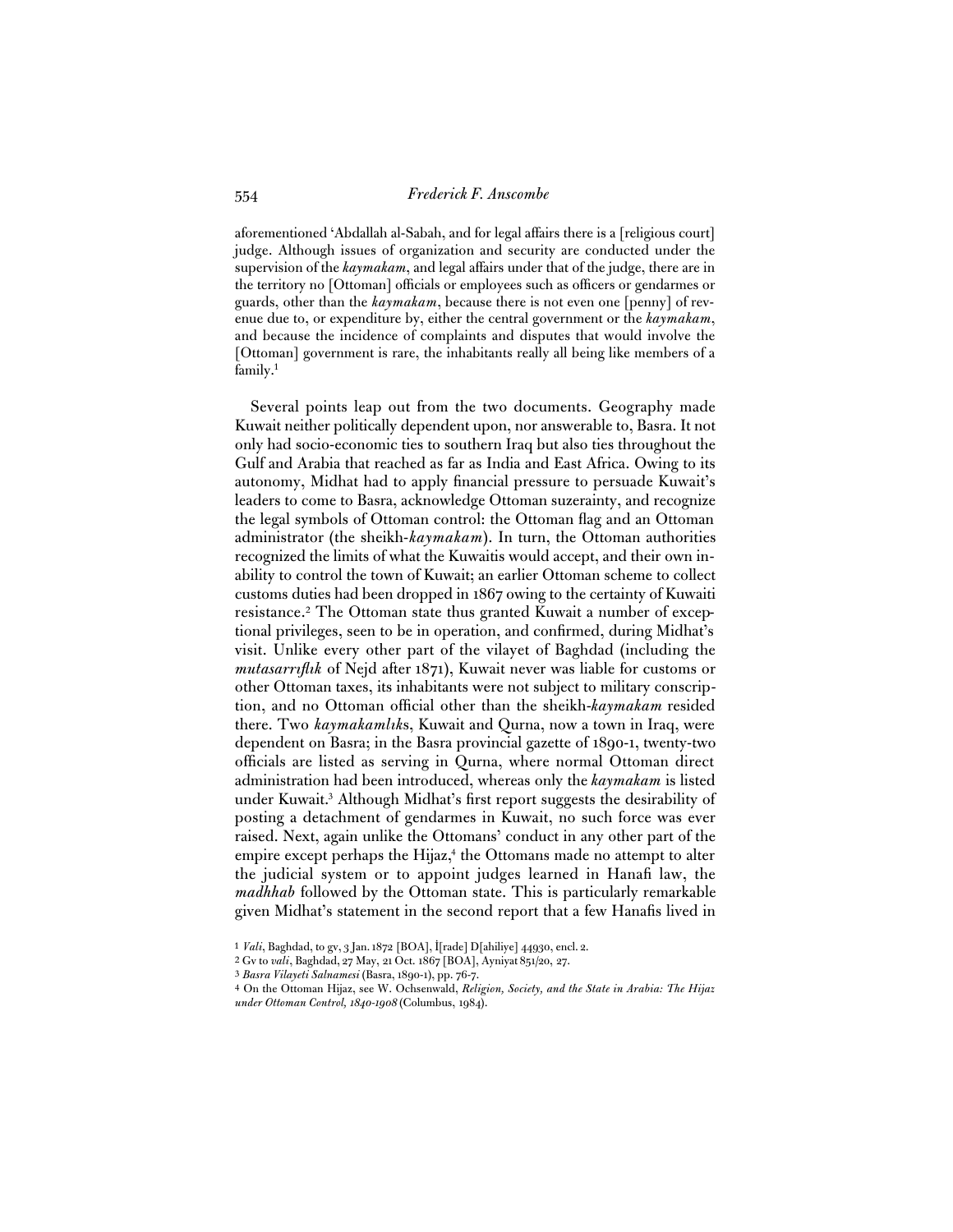aforementioned 'Abdallah al-Sabah, and for legal affairs there is a [religious court] judge. Although issues of organization and security are conducted under the supervision of the *kaymakam*, and legal affairs under that of the judge, there are in the territory no [Ottoman] officials or employees such as officers or gendarmes or guards, other than the *kaymakam*, because there is not even one [penny] of revenue due to, or expenditure by, either the central government or the *kaymakam*, and because the incidence of complaints and disputes that would involve the [Ottoman] government is rare, the inhabitants really all being like members of a family.[1]

Several points leap out from the two documents. Geography made Kuwait neither politically dependent upon, nor answerable to, Basra. It not only had socio-economic ties to southern Iraq but also ties throughout the Gulf and Arabia that reached as far as India and East Africa. Owing to its autonomy, Midhat had to apply financial pressure to persuade Kuwait's leaders to come to Basra, acknowledge Ottoman suzerainty, and recognize the legal symbols of Ottoman control: the Ottoman flag and an Ottoman administrator (the sheikh-*kaymakam*). In turn, the Ottoman authorities recognized the limits of what the Kuwaitis would accept, and their own inability to control the town of Kuwait; an earlier Ottoman scheme to collect customs duties had been dropped in 1867 owing to the certainty of Kuwaiti resistance.[2] The Ottoman state thus granted Kuwait a number of exceptional privileges, seen to be in operation, and confirmed, during Midhat's visit. Unlike every other part of the vilayet of Baghdad (including the *mutasarrıflık* of Nejd after 1871), Kuwait never was liable for customs or other Ottoman taxes, its inhabitants were not subject to military conscription, and no Ottoman official other than the sheikh-*kaymakam* resided there. Two *kaymakamlık*s, Kuwait and Qurna, now a town in Iraq, were dependent on Basra; in the Basra provincial gazette of 1890-1, twenty-two officials are listed as serving in Qurna, where normal Ottoman direct administration had been introduced, whereas only the *kaymakam* is listed under Kuwait.[3] Although Midhat's first report suggests the desirability of posting a detachment of gendarmes in Kuwait, no such force was ever raised. Next, again unlike the Ottomans' conduct in any other part of the empire except perhaps the Hijaz,[4] the Ottomans made no attempt to alter the judicial system or to appoint judges learned in Hanafi law, the *madhhab* followed by the Ottoman state. This is particularly remarkable given Midhat's statement in the second report that a few Hanafis lived in

---

1 *Vali*, Baghdad, to gv, 3 Jan. 1872 [BOA], İ[rade] D[ahiliye] 44930, encl. 2.

2 Gv to *vali*, Baghdad, 27 May, 21 Oct. 1867 [BOA], Ayniyat 851/20, 27.

3 *Basra Vilayeti Salnamesi* (Basra, 1890-1), pp. 76-7.

4 On the Ottoman Hijaz, see W. Ochsenwald, *Religion, Society, and the State in Arabia: The Hijaz under Ottoman Control, 1840-1908* (Columbus, 1984).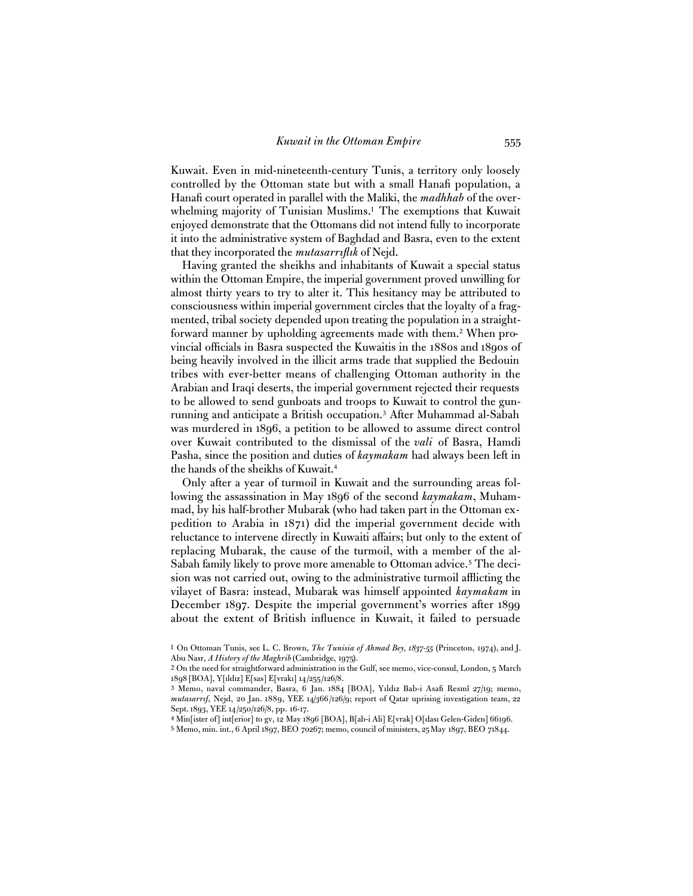Kuwait. Even in mid-nineteenth-century Tunis, a territory only loosely controlled by the Ottoman state but with a small Hanafi population, a Hanafi court operated in parallel with the Maliki, the *madhhab* of the overwhelming majority of Tunisian Muslims.[1] The exemptions that Kuwait enjoyed demonstrate that the Ottomans did not intend fully to incorporate it into the administrative system of Baghdad and Basra, even to the extent that they incorporated the *mutasarrıflık* of Nejd.

Having granted the sheikhs and inhabitants of Kuwait a special status within the Ottoman Empire, the imperial government proved unwilling for almost thirty years to try to alter it. This hesitancy may be attributed to consciousness within imperial government circles that the loyalty of a fragmented, tribal society depended upon treating the population in a straightforward manner by upholding agreements made with them.[2] When provincial officials in Basra suspected the Kuwaitis in the 1880s and 1890s of being heavily involved in the illicit arms trade that supplied the Bedouin tribes with ever-better means of challenging Ottoman authority in the Arabian and Iraqi deserts, the imperial government rejected their requests to be allowed to send gunboats and troops to Kuwait to control the gunrunning and anticipate a British occupation.[3] After Muhammad al-Sabah was murdered in 1896, a petition to be allowed to assume direct control over Kuwait contributed to the dismissal of the *vali* of Basra, Hamdi Pasha, since the position and duties of *kaymakam* had always been left in the hands of the sheikhs of Kuwait.[4]

Only after a year of turmoil in Kuwait and the surrounding areas following the assassination in May 1896 of the second *kaymakam*, Muhammad, by his half-brother Mubarak (who had taken part in the Ottoman expedition to Arabia in 1871) did the imperial government decide with reluctance to intervene directly in Kuwaiti affairs; but only to the extent of replacing Mubarak, the cause of the turmoil, with a member of the al-Sabah family likely to prove more amenable to Ottoman advice.[5] The decision was not carried out, owing to the administrative turmoil afflicting the vilayet of Basra: instead, Mubarak was himself appointed *kaymakam* in December 1897. Despite the imperial government's worries after 1899 about the extent of British influence in Kuwait, it failed to persuade

---

1 On Ottoman Tunis, see L. C. Brown, *The Tunisia of Ahmad Bey, 1837-55* (Princeton, 1974), and J. Abu Nasr, *A History of the Maghrib* (Cambridge, 1975).

2 On the need for straightforward administration in the Gulf, see memo, vice-consul, London, 5 March 1898 [BOA], Y[ıldız] E[sas] E[vrakı] 14/255/126/8.

3 Memo, naval commander, Basra, 6 Jan. 1884 [BOA], Yıldız Bab-i Asafi Resmî 27/19; memo, *mutasarrıf*, Nejd, 20 Jan. 1889, YEE 14/366/126/9; report of Qatar uprising investigation team, 22 Sept. 1893, YEE 14/250/126/8, pp. 16-17.

4 Min[ister of] int[erior] to gv, 12 May 1896 [BOA], B[ab-i Ali] E[vrak] O[dası Gelen-Giden] 66196.

5 Memo, min. int., 6 April 1897, BEO 70267; memo, council of ministers, 25 May 1897, BEO 71844.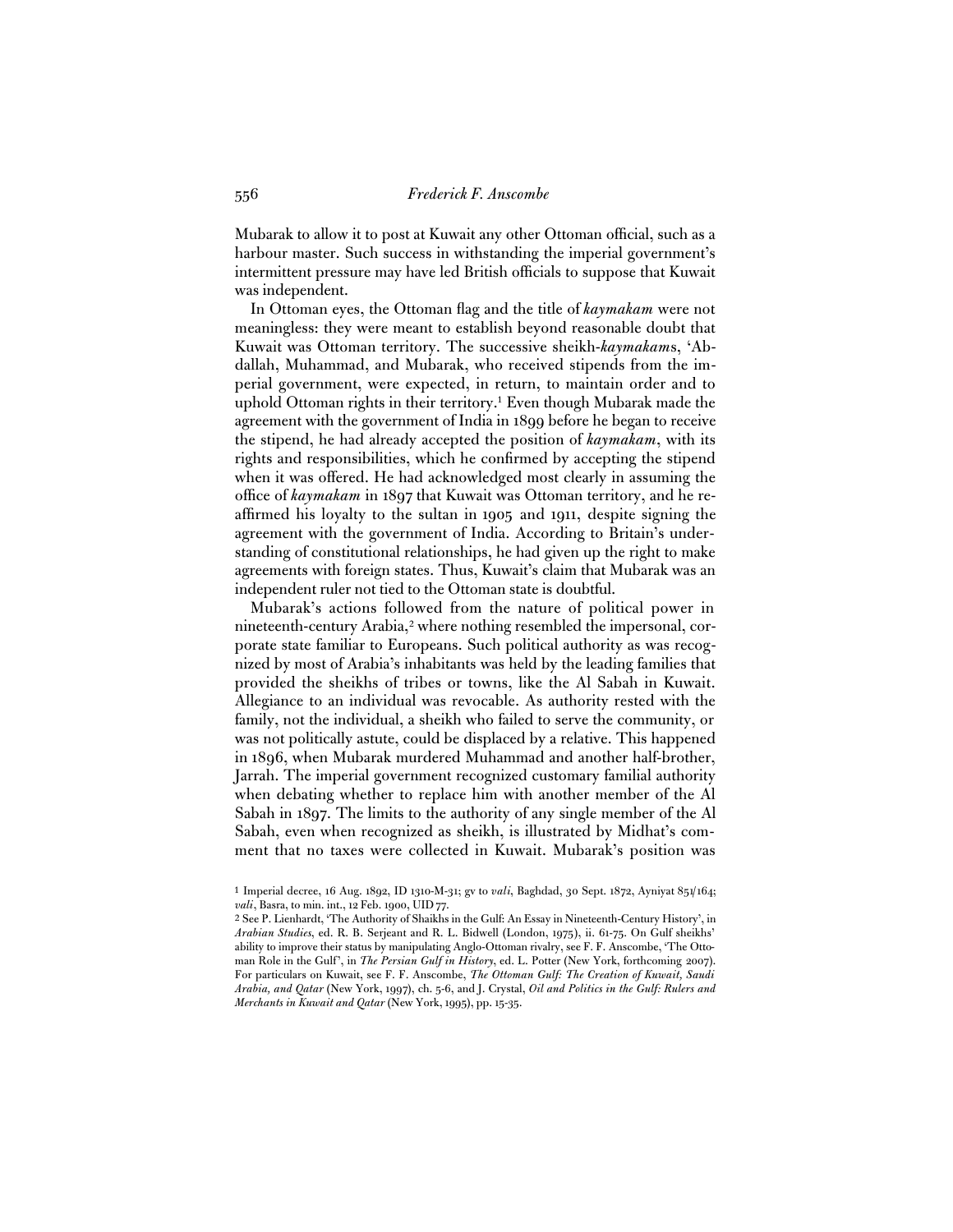Mubarak to allow it to post at Kuwait any other Ottoman official, such as a harbour master. Such success in withstanding the imperial government's intermittent pressure may have led British officials to suppose that Kuwait was independent.

In Ottoman eyes, the Ottoman flag and the title of *kaymakam* were not meaningless: they were meant to establish beyond reasonable doubt that Kuwait was Ottoman territory. The successive sheikh-*kaymakam*s, 'Abdallah, Muhammad, and Mubarak, who received stipends from the imperial government, were expected, in return, to maintain order and to uphold Ottoman rights in their territory.[1] Even though Mubarak made the agreement with the government of India in 1899 before he began to receive the stipend, he had already accepted the position of *kaymakam*, with its rights and responsibilities, which he confirmed by accepting the stipend when it was offered. He had acknowledged most clearly in assuming the office of *kaymakam* in 1897 that Kuwait was Ottoman territory, and he reaffirmed his loyalty to the sultan in 1905 and 1911, despite signing the agreement with the government of India. According to Britain's understanding of constitutional relationships, he had given up the right to make agreements with foreign states. Thus, Kuwait's claim that Mubarak was an independent ruler not tied to the Ottoman state is doubtful.

Mubarak's actions followed from the nature of political power in nineteenth-century Arabia,[2] where nothing resembled the impersonal, corporate state familiar to Europeans. Such political authority as was recognized by most of Arabia's inhabitants was held by the leading families that provided the sheikhs of tribes or towns, like the Al Sabah in Kuwait. Allegiance to an individual was revocable. As authority rested with the family, not the individual, a sheikh who failed to serve the community, or was not politically astute, could be displaced by a relative. This happened in 1896, when Mubarak murdered Muhammad and another half-brother, Jarrah. The imperial government recognized customary familial authority when debating whether to replace him with another member of the Al Sabah in 1897. The limits to the authority of any single member of the Al Sabah, even when recognized as sheikh, is illustrated by Midhat's comment that no taxes were collected in Kuwait. Mubarak's position was

---

1 Imperial decree, 16 Aug. 1892, ID 1310-M-31; gv to *vali*, Baghdad, 30 Sept. 1872, Ayniyat 851/164; *vali*, Basra, to min. int., 12 Feb. 1900, UID 77.

2 See P. Lienhardt, 'The Authority of Shaikhs in the Gulf: An Essay in Nineteenth-Century History', in *Arabian Studies*, ed. R. B. Serjeant and R. L. Bidwell (London, 1975), ii. 61-75. On Gulf sheikhs' ability to improve their status by manipulating Anglo-Ottoman rivalry, see F. F. Anscombe, 'The Ottoman Role in the Gulf', in *The Persian Gulf in History*, ed. L. Potter (New York, forthcoming 2007). For particulars on Kuwait, see F. F. Anscombe, *The Ottoman Gulf: The Creation of Kuwait, Saudi Arabia, and Qatar* (New York, 1997), ch. 5-6, and J. Crystal, *Oil and Politics in the Gulf: Rulers and Merchants in Kuwait and Qatar* (New York, 1995), pp. 15-35.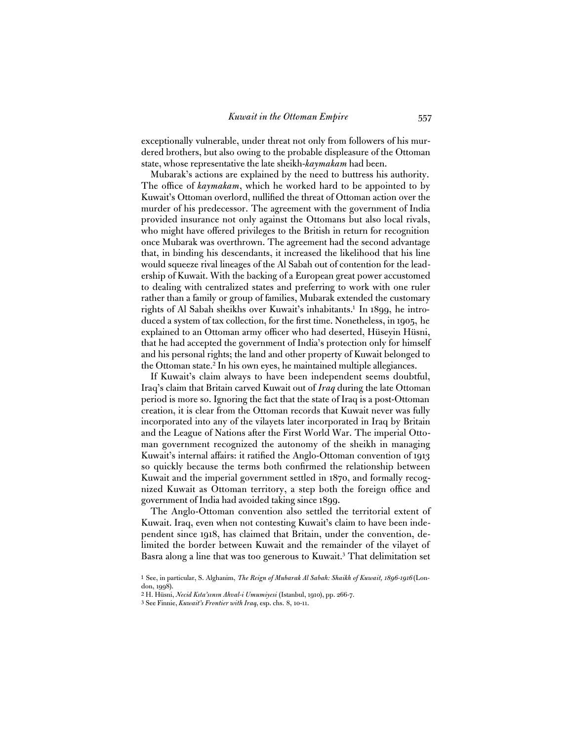exceptionally vulnerable, under threat not only from followers of his murdered brothers, but also owing to the probable displeasure of the Ottoman state, whose representative the late sheikh-*kaymakam* had been.

Mubarak's actions are explained by the need to buttress his authority. The office of *kaymakam*, which he worked hard to be appointed to by Kuwait's Ottoman overlord, nullified the threat of Ottoman action over the murder of his predecessor. The agreement with the government of India provided insurance not only against the Ottomans but also local rivals, who might have offered privileges to the British in return for recognition once Mubarak was overthrown. The agreement had the second advantage that, in binding his descendants, it increased the likelihood that his line would squeeze rival lineages of the Al Sabah out of contention for the leadership of Kuwait. With the backing of a European great power accustomed to dealing with centralized states and preferring to work with one ruler rather than a family or group of families, Mubarak extended the customary rights of Al Sabah sheikhs over Kuwait's inhabitants.[1] In 1899, he introduced a system of tax collection, for the first time. Nonetheless, in 1905, he explained to an Ottoman army officer who had deserted, Hüseyin Hüsni, that he had accepted the government of India's protection only for himself and his personal rights; the land and other property of Kuwait belonged to the Ottoman state.[2] In his own eyes, he maintained multiple allegiances.

If Kuwait's claim always to have been independent seems doubtful, Iraq's claim that Britain carved Kuwait out of *Iraq* during the late Ottoman period is more so. Ignoring the fact that the state of Iraq is a post-Ottoman creation, it is clear from the Ottoman records that Kuwait never was fully incorporated into any of the vilayets later incorporated in Iraq by Britain and the League of Nations after the First World War. The imperial Ottoman government recognized the autonomy of the sheikh in managing Kuwait's internal affairs: it ratified the Anglo-Ottoman convention of 1913 so quickly because the terms both confirmed the relationship between Kuwait and the imperial government settled in 1870, and formally recognized Kuwait as Ottoman territory, a step both the foreign office and government of India had avoided taking since 1899.

The Anglo-Ottoman convention also settled the territorial extent of Kuwait. Iraq, even when not contesting Kuwait's claim to have been independent since 1918, has claimed that Britain, under the convention, delimited the border between Kuwait and the remainder of the vilayet of Basra along a line that was too generous to Kuwait.[3] That delimitation set

1 See, in particular, S. Alghanim, *The Reign of Mubarak Al Sabah: Shaikh of Kuwait, 1896-1916* (London, 1998).

2 H. Hüsni, *Necid Kıta'sının Ahval-i Umumiyesi* (Istanbul, 1910), pp. 266-7.

3 See Finnie, *Kuwait's Frontier with Iraq*, esp. chs. 8, 10-11.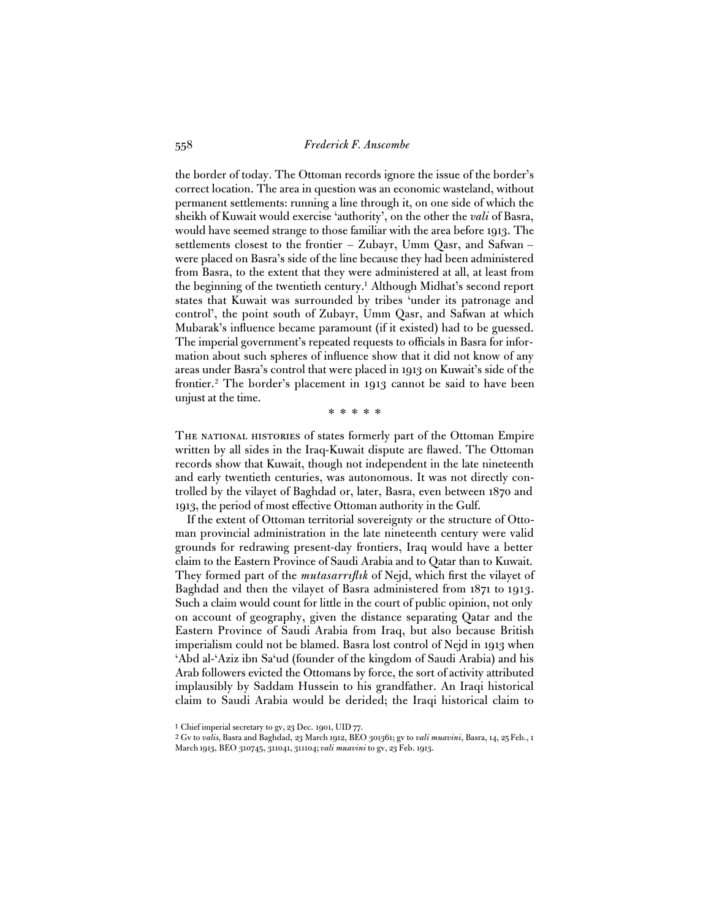the border of today. The Ottoman records ignore the issue of the border's correct location. The area in question was an economic wasteland, without permanent settlements: running a line through it, on one side of which the sheikh of Kuwait would exercise 'authority', on the other the *vali* of Basra, would have seemed strange to those familiar with the area before 1913. The settlements closest to the frontier – Zubayr, Umm Qasr, and Safwan – were placed on Basra's side of the line because they had been administered from Basra, to the extent that they were administered at all, at least from the beginning of the twentieth century.[1] Although Midhat's second report states that Kuwait was surrounded by tribes 'under its patronage and control', the point south of Zubayr, Umm Qasr, and Safwan at which Mubarak's influence became paramount (if it existed) had to be guessed. The imperial government's repeated requests to officials in Basra for information about such spheres of influence show that it did not know of any areas under Basra's control that were placed in 1913 on Kuwait's side of the frontier.[2] The border's placement in 1913 cannot be said to have been unjust at the time.

\* \* \* \* \*

THE NATIONAL HISTORIES of states formerly part of the Ottoman Empire written by all sides in the Iraq-Kuwait dispute are flawed. The Ottoman records show that Kuwait, though not independent in the late nineteenth and early twentieth centuries, was autonomous. It was not directly controlled by the vilayet of Baghdad or, later, Basra, even between 1870 and 1913, the period of most effective Ottoman authority in the Gulf.

If the extent of Ottoman territorial sovereignty or the structure of Ottoman provincial administration in the late nineteenth century were valid grounds for redrawing present-day frontiers, Iraq would have a better claim to the Eastern Province of Saudi Arabia and to Qatar than to Kuwait. They formed part of the *mutasarrıflık* of Nejd, which first the vilayet of Baghdad and then the vilayet of Basra administered from 1871 to 1913. Such a claim would count for little in the court of public opinion, not only on account of geography, given the distance separating Qatar and the Eastern Province of Saudi Arabia from Iraq, but also because British imperialism could not be blamed. Basra lost control of Nejd in 1913 when 'Abd al-'Aziz ibn Sa'ud (founder of the kingdom of Saudi Arabia) and his Arab followers evicted the Ottomans by force, the sort of activity attributed implausibly by Saddam Hussein to his grandfather. An Iraqi historical claim to Saudi Arabia would be derided; the Iraqi historical claim to

[1] Chief imperial secretary to gv, 23 Dec. 1901, UID 77.

[2] Gv to *valis*, Basra and Baghdad, 23 March 1912, BEO 301361; gv to *vali muavini*, Basra, 14, 25 Feb., 1 March 1913, BEO 310745, 311041, 311104; *vali muavini* to gv, 23 Feb. 1913.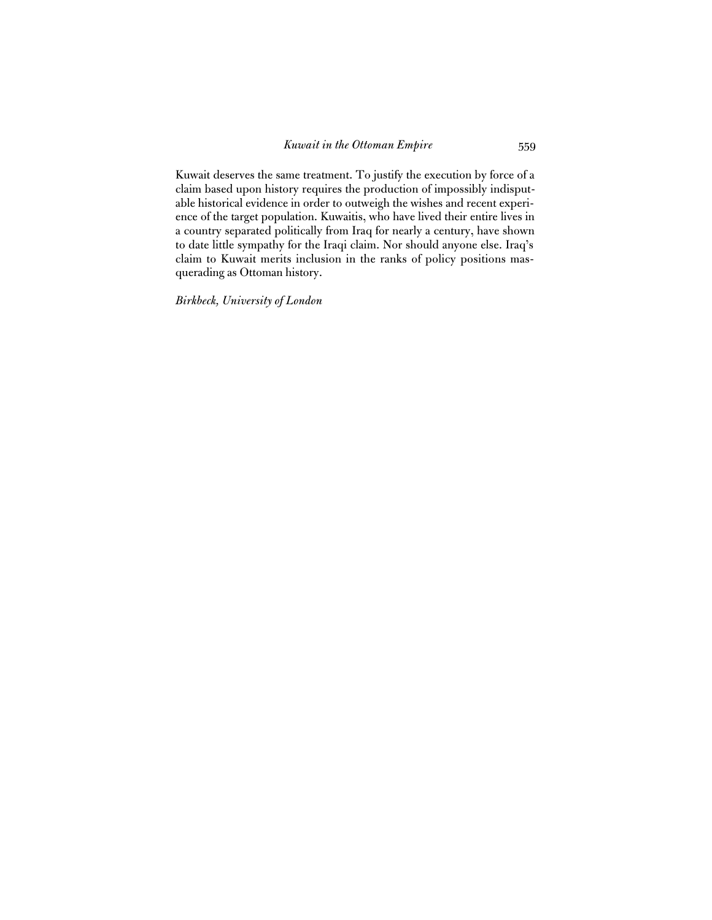Kuwait deserves the same treatment. To justify the execution by force of a claim based upon history requires the production of impossibly indisputable historical evidence in order to outweigh the wishes and recent experience of the target population. Kuwaitis, who have lived their entire lives in a country separated politically from Iraq for nearly a century, have shown to date little sympathy for the Iraqi claim. Nor should anyone else. Iraq's claim to Kuwait merits inclusion in the ranks of policy positions masquerading as Ottoman history.

*Birkbeck, University of London*